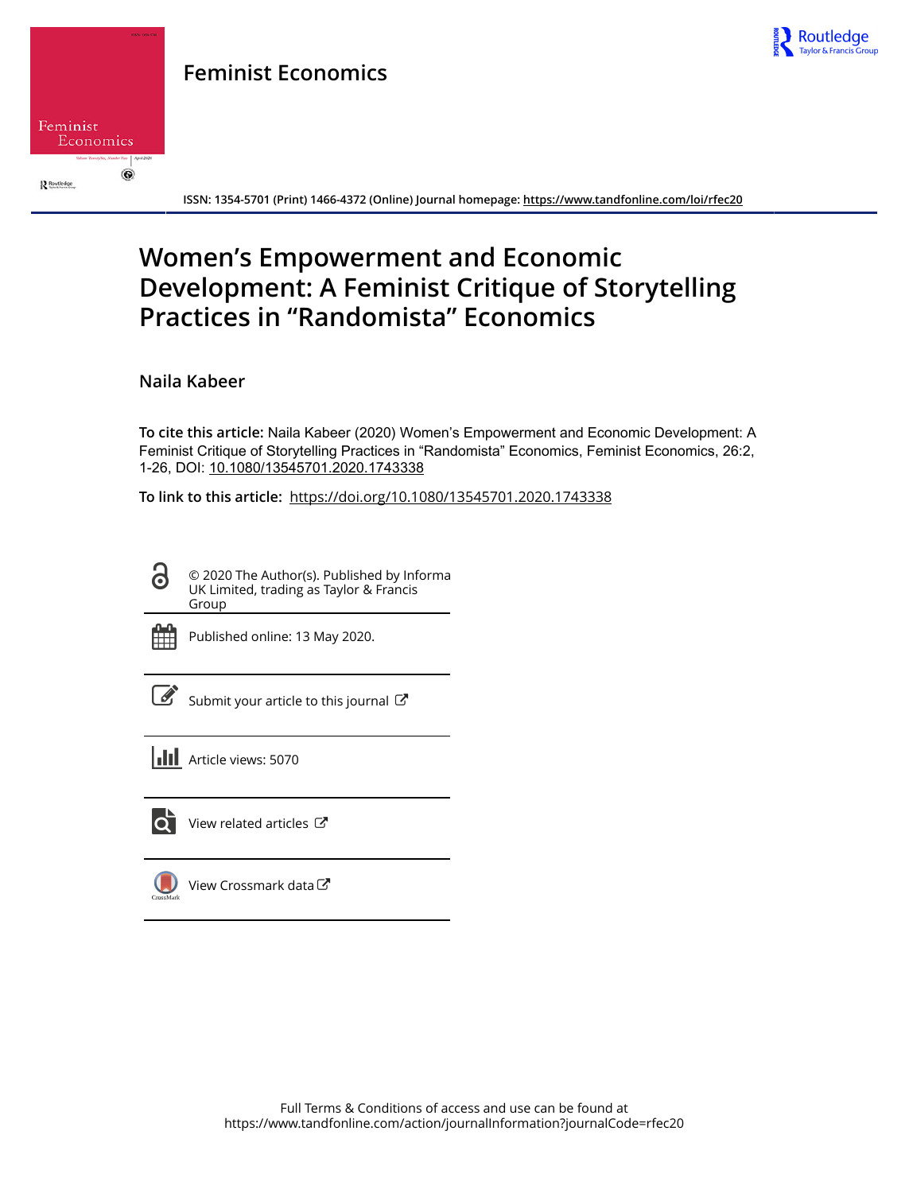Feminist Economics

ISSN: 1354-5701 (Print) 1466-4372 (Online) Journal homepage: https://www.tandfonline.com/loi/rfec20

# Women's Empowerment and Economic Development: A Feminist Critique of Storytelling Practices in "Randomista" Economics

Naila Kabeer

**To cite this article:** Naila Kabeer (2020) Women's Empowerment and Economic Development: A Feminist Critique of Storytelling Practices in "Randomista" Economics, Feminist Economics, 26:2, 1-26, DOI: 10.1080/13545701.2020.1743338

**To link to this article:** https://doi.org/10.1080/13545701.2020.1743338

© 2020 The Author(s). Published by Informa UK Limited, trading as Taylor & Francis Group

Published online: 13 May 2020.

Submit your article to this journal

Article views: 5070

View related articles

View Crossmark data

Full Terms & Conditions of access and use can be found at https://www.tandfonline.com/action/journalInformation?journalCode=rfec20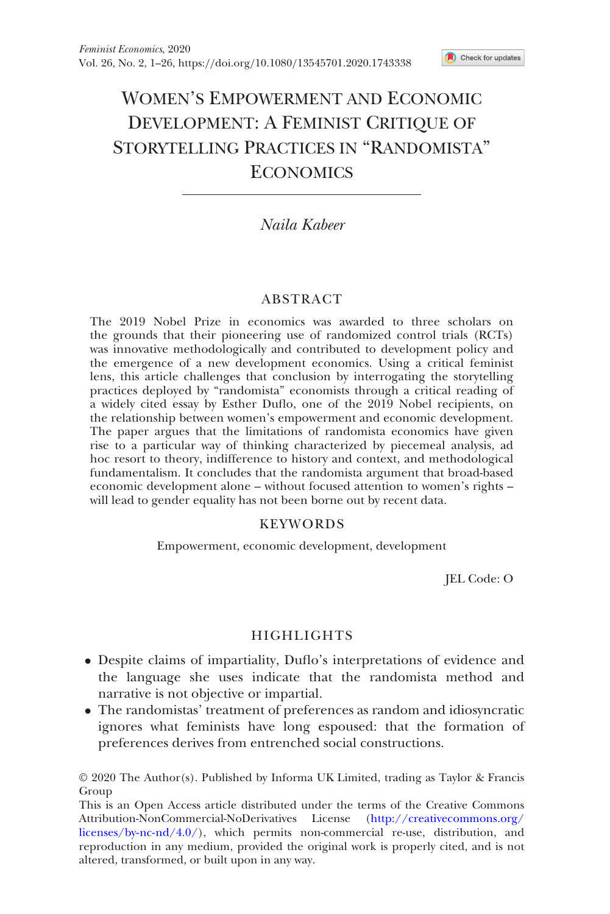# Women's Empowerment and Economic Development: A Feminist Critique of Storytelling Practices in "Randomista" Economics

*Naila Kabeer*

## ABSTRACT

The 2019 Nobel Prize in economics was awarded to three scholars on the grounds that their pioneering use of randomized control trials (RCTs) was innovative methodologically and contributed to development policy and the emergence of a new development economics. Using a critical feminist lens, this article challenges that conclusion by interrogating the storytelling practices deployed by "randomista" economists through a critical reading of a widely cited essay by Esther Duflo, one of the 2019 Nobel recipients, on the relationship between women's empowerment and economic development. The paper argues that the limitations of randomista economics have given rise to a particular way of thinking characterized by piecemeal analysis, ad hoc resort to theory, indifference to history and context, and methodological fundamentalism. It concludes that the randomista argument that broad-based economic development alone – without focused attention to women's rights – will lead to gender equality has not been borne out by recent data.

## KEYWORDS

Empowerment, economic development, development

JEL Code: O

## HIGHLIGHTS

- Despite claims of impartiality, Duflo's interpretations of evidence and the language she uses indicate that the randomista method and narrative is not objective or impartial.
- The randomistas' treatment of preferences as random and idiosyncratic ignores what feminists have long espoused: that the formation of preferences derives from entrenched social constructions.

© 2020 The Author(s). Published by Informa UK Limited, trading as Taylor & Francis Group

This is an Open Access article distributed under the terms of the Creative Commons Attribution-NonCommercial-NoDerivatives License (http://creativecommons.org/licenses/by-nc-nd/4.0/), which permits non-commercial re-use, distribution, and reproduction in any medium, provided the original work is properly cited, and is not altered, transformed, or built upon in any way.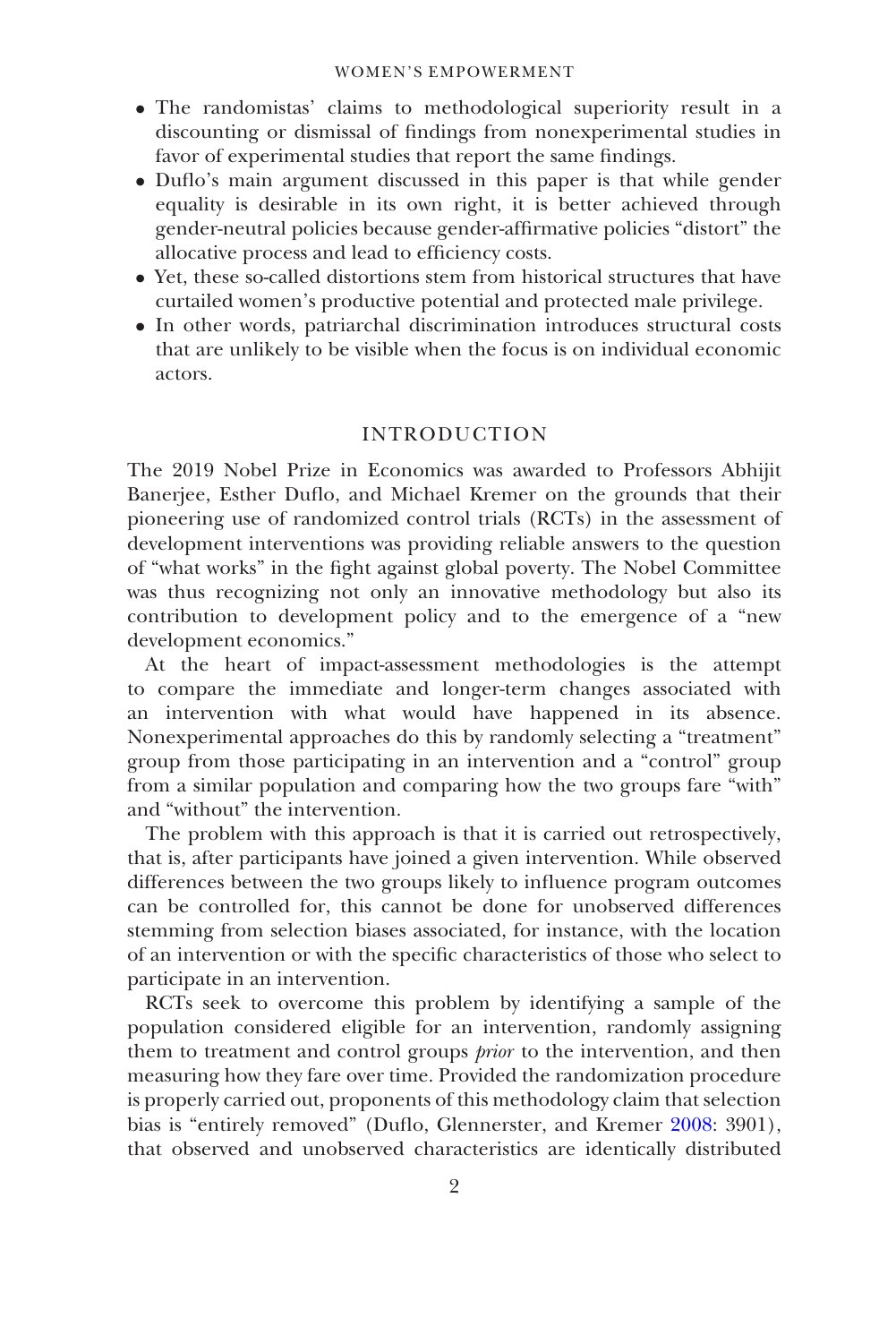- The randomistas' claims to methodological superiority result in a discounting or dismissal of findings from nonexperimental studies in favor of experimental studies that report the same findings.
- Duflo's main argument discussed in this paper is that while gender equality is desirable in its own right, it is better achieved through gender-neutral policies because gender-affirmative policies "distort" the allocative process and lead to efficiency costs.
- Yet, these so-called distortions stem from historical structures that have curtailed women's productive potential and protected male privilege.
- In other words, patriarchal discrimination introduces structural costs that are unlikely to be visible when the focus is on individual economic actors.

## INTRODUCTION

The 2019 Nobel Prize in Economics was awarded to Professors Abhijit Banerjee, Esther Duflo, and Michael Kremer on the grounds that their pioneering use of randomized control trials (RCTs) in the assessment of development interventions was providing reliable answers to the question of "what works" in the fight against global poverty. The Nobel Committee was thus recognizing not only an innovative methodology but also its contribution to development policy and to the emergence of a "new development economics."

At the heart of impact-assessment methodologies is the attempt to compare the immediate and longer-term changes associated with an intervention with what would have happened in its absence. Nonexperimental approaches do this by randomly selecting a "treatment" group from those participating in an intervention and a "control" group from a similar population and comparing how the two groups fare "with" and "without" the intervention.

The problem with this approach is that it is carried out retrospectively, that is, after participants have joined a given intervention. While observed differences between the two groups likely to influence program outcomes can be controlled for, this cannot be done for unobserved differences stemming from selection biases associated, for instance, with the location of an intervention or with the specific characteristics of those who select to participate in an intervention.

RCTs seek to overcome this problem by identifying a sample of the population considered eligible for an intervention, randomly assigning them to treatment and control groups *prior* to the intervention, and then measuring how they fare over time. Provided the randomization procedure is properly carried out, proponents of this methodology claim that selection bias is "entirely removed" (Duflo, Glennerster, and Kremer 2008: 3901), that observed and unobserved characteristics are identically distributed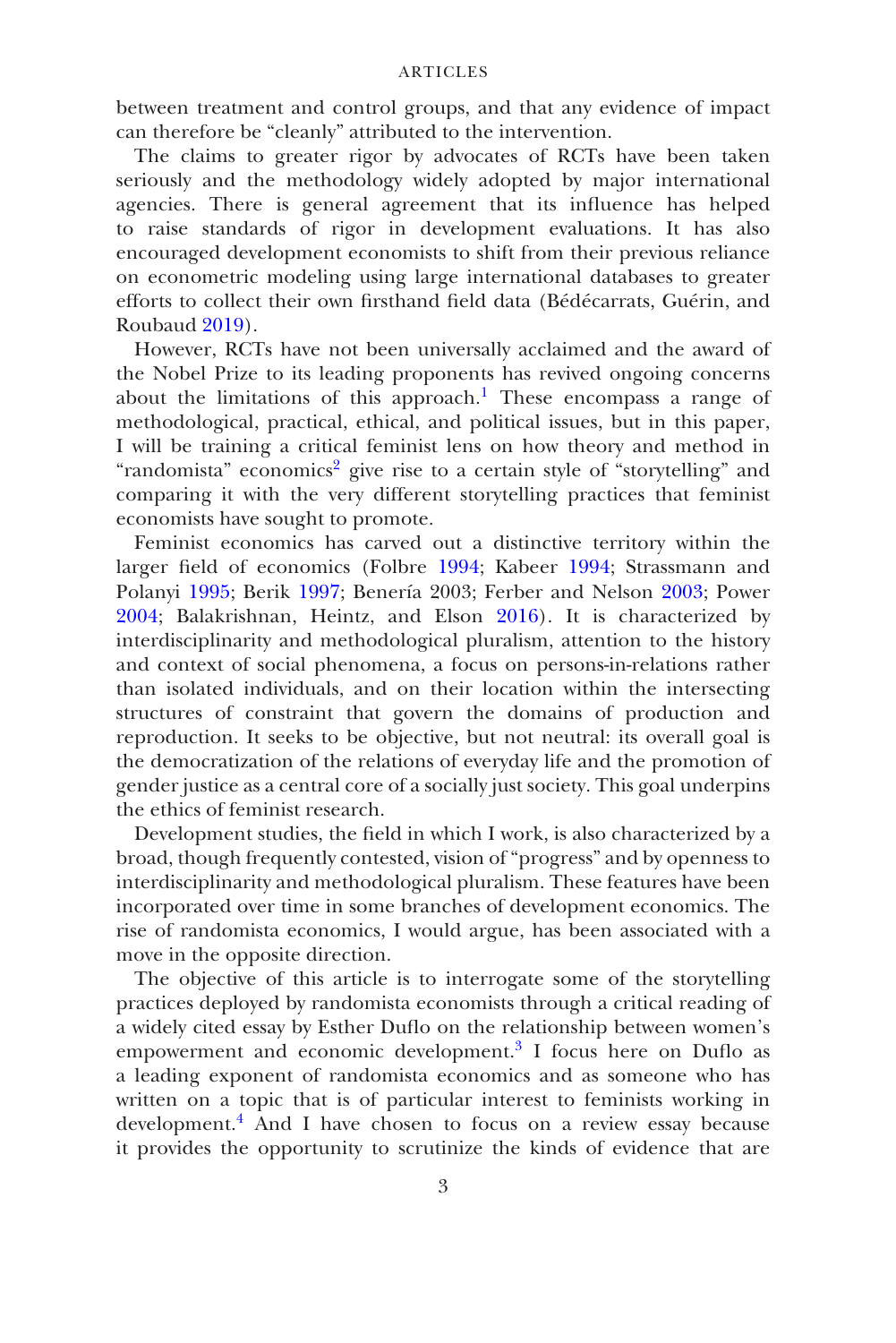between treatment and control groups, and that any evidence of impact can therefore be "cleanly" attributed to the intervention.

The claims to greater rigor by advocates of RCTs have been taken seriously and the methodology widely adopted by major international agencies. There is general agreement that its influence has helped to raise standards of rigor in development evaluations. It has also encouraged development economists to shift from their previous reliance on econometric modeling using large international databases to greater efforts to collect their own firsthand field data (Bédécarrats, Guérin, and Roubaud 2019).

However, RCTs have not been universally acclaimed and the award of the Nobel Prize to its leading proponents has revived ongoing concerns about the limitations of this approach.[1] These encompass a range of methodological, practical, ethical, and political issues, but in this paper, I will be training a critical feminist lens on how theory and method in "randomista" economics[2] give rise to a certain style of "storytelling" and comparing it with the very different storytelling practices that feminist economists have sought to promote.

Feminist economics has carved out a distinctive territory within the larger field of economics (Folbre 1994; Kabeer 1994; Strassmann and Polanyi 1995; Berik 1997; Benería 2003; Ferber and Nelson 2003; Power 2004; Balakrishnan, Heintz, and Elson 2016). It is characterized by interdisciplinarity and methodological pluralism, attention to the history and context of social phenomena, a focus on persons-in-relations rather than isolated individuals, and on their location within the intersecting structures of constraint that govern the domains of production and reproduction. It seeks to be objective, but not neutral: its overall goal is the democratization of the relations of everyday life and the promotion of gender justice as a central core of a socially just society. This goal underpins the ethics of feminist research.

Development studies, the field in which I work, is also characterized by a broad, though frequently contested, vision of "progress" and by openness to interdisciplinarity and methodological pluralism. These features have been incorporated over time in some branches of development economics. The rise of randomista economics, I would argue, has been associated with a move in the opposite direction.

The objective of this article is to interrogate some of the storytelling practices deployed by randomista economists through a critical reading of a widely cited essay by Esther Duflo on the relationship between women's empowerment and economic development.[3] I focus here on Duflo as a leading exponent of randomista economics and as someone who has written on a topic that is of particular interest to feminists working in development.[4] And I have chosen to focus on a review essay because it provides the opportunity to scrutinize the kinds of evidence that are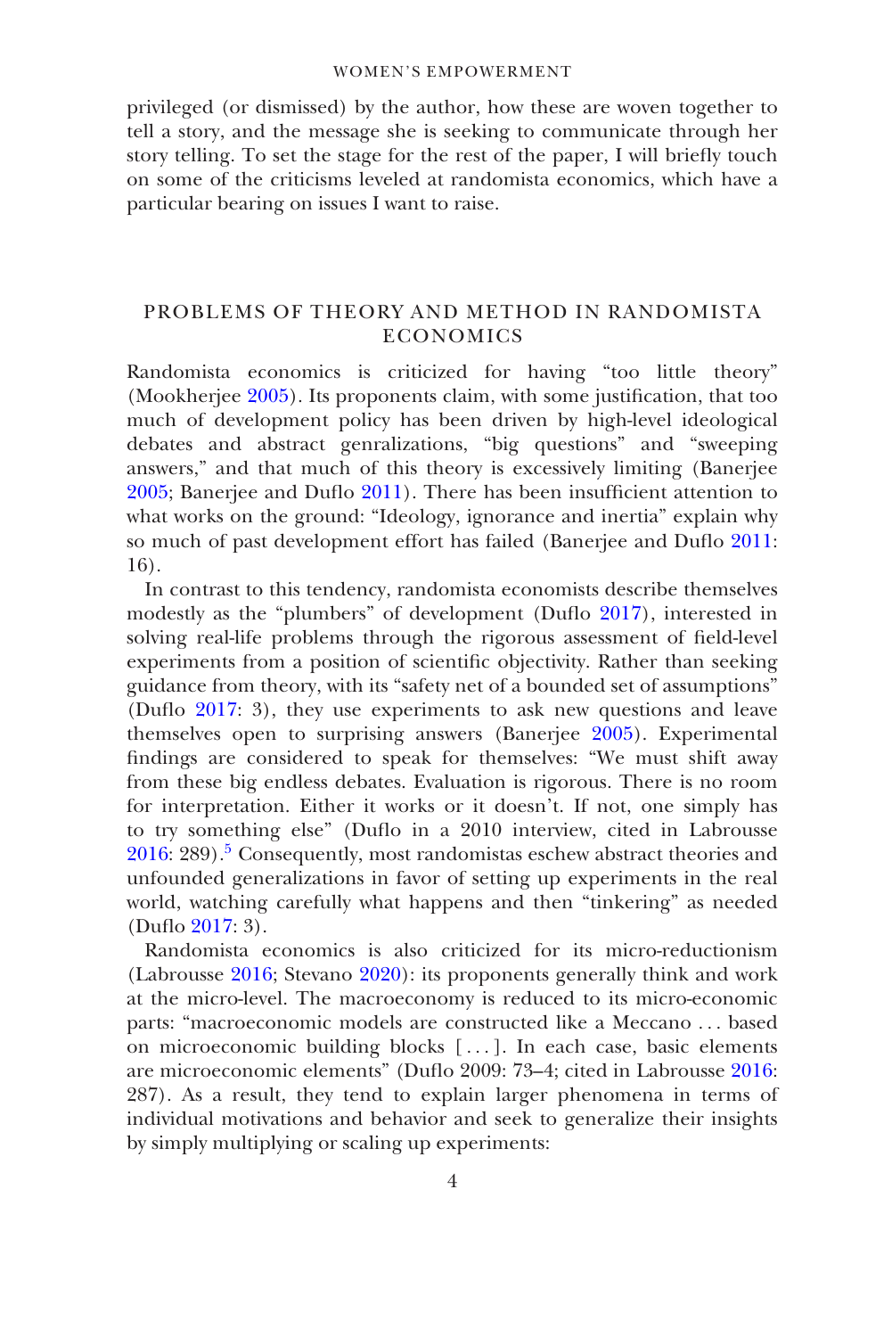privileged (or dismissed) by the author, how these are woven together to tell a story, and the message she is seeking to communicate through her story telling. To set the stage for the rest of the paper, I will briefly touch on some of the criticisms leveled at randomista economics, which have a particular bearing on issues I want to raise.

## PROBLEMS OF THEORY AND METHOD IN RANDOMISTA ECONOMICS

Randomista economics is criticized for having "too little theory" (Mookherjee 2005). Its proponents claim, with some justification, that too much of development policy has been driven by high-level ideological debates and abstract genralizations, "big questions" and "sweeping answers," and that much of this theory is excessively limiting (Banerjee 2005; Banerjee and Duflo 2011). There has been insufficient attention to what works on the ground: "Ideology, ignorance and inertia" explain why so much of past development effort has failed (Banerjee and Duflo 2011: 16).

In contrast to this tendency, randomista economists describe themselves modestly as the "plumbers" of development (Duflo 2017), interested in solving real-life problems through the rigorous assessment of field-level experiments from a position of scientific objectivity. Rather than seeking guidance from theory, with its "safety net of a bounded set of assumptions" (Duflo 2017: 3), they use experiments to ask new questions and leave themselves open to surprising answers (Banerjee 2005). Experimental findings are considered to speak for themselves: "We must shift away from these big endless debates. Evaluation is rigorous. There is no room for interpretation. Either it works or it doesn't. If not, one simply has to try something else" (Duflo in a 2010 interview, cited in Labrousse 2016: 289).[5] Consequently, most randomistas eschew abstract theories and unfounded generalizations in favor of setting up experiments in the real world, watching carefully what happens and then "tinkering" as needed (Duflo 2017: 3).

Randomista economics is also criticized for its micro-reductionism (Labrousse 2016; Stevano 2020): its proponents generally think and work at the micro-level. The macroeconomy is reduced to its micro-economic parts: "macroeconomic models are constructed like a Meccano ... based on microeconomic building blocks [ ... ]. In each case, basic elements are microeconomic elements" (Duflo 2009: 73–4; cited in Labrousse 2016: 287). As a result, they tend to explain larger phenomena in terms of individual motivations and behavior and seek to generalize their insights by simply multiplying or scaling up experiments: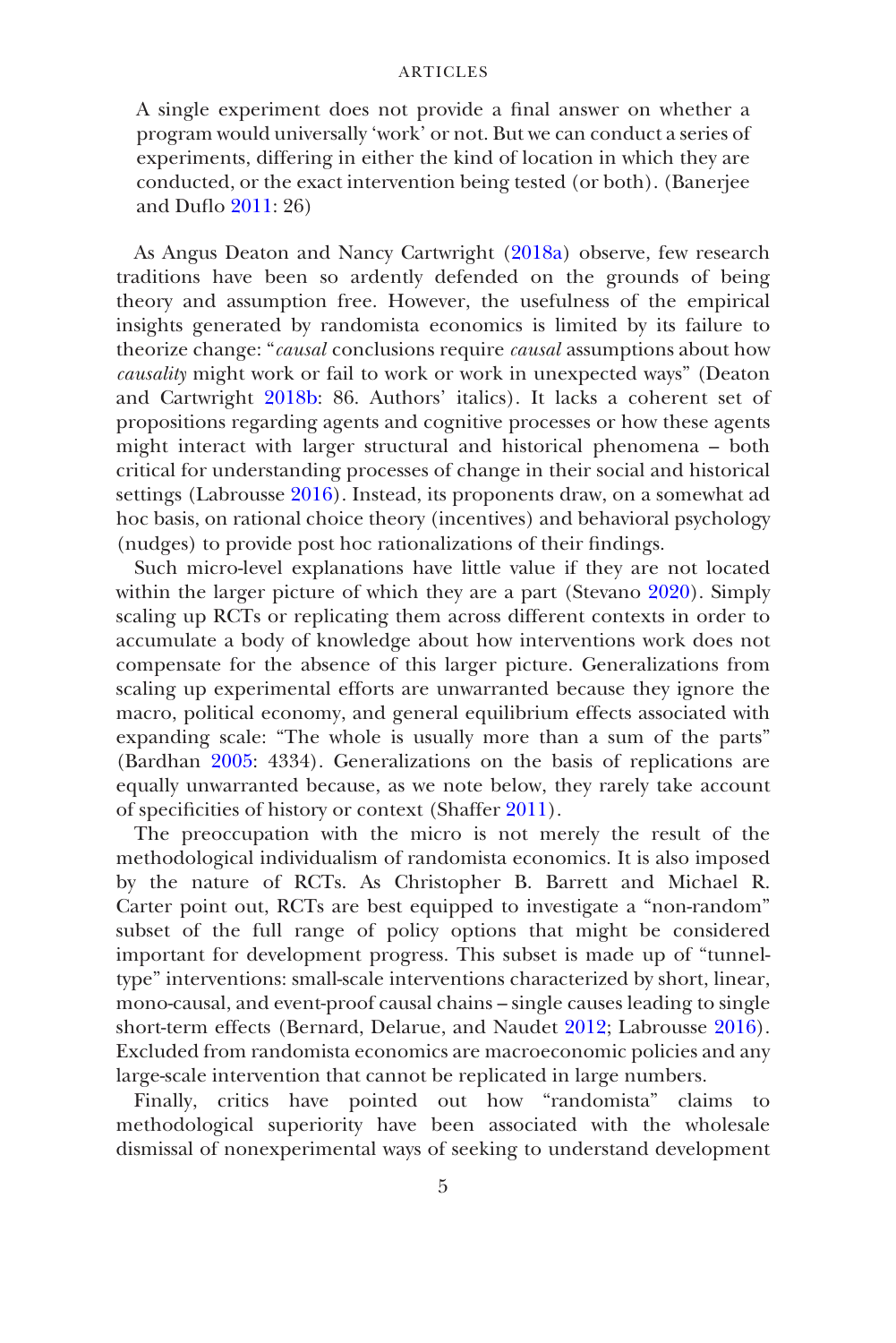> A single experiment does not provide a final answer on whether a program would universally 'work' or not. But we can conduct a series of experiments, differing in either the kind of location in which they are conducted, or the exact intervention being tested (or both). (Banerjee and Duflo 2011: 26)

As Angus Deaton and Nancy Cartwright (2018a) observe, few research traditions have been so ardently defended on the grounds of being theory and assumption free. However, the usefulness of the empirical insights generated by randomista economics is limited by its failure to theorize change: "*causal* conclusions require *causal* assumptions about how *causality* might work or fail to work or work in unexpected ways" (Deaton and Cartwright 2018b: 86. Authors' italics). It lacks a coherent set of propositions regarding agents and cognitive processes or how these agents might interact with larger structural and historical phenomena – both critical for understanding processes of change in their social and historical settings (Labrousse 2016). Instead, its proponents draw, on a somewhat ad hoc basis, on rational choice theory (incentives) and behavioral psychology (nudges) to provide post hoc rationalizations of their findings.

Such micro-level explanations have little value if they are not located within the larger picture of which they are a part (Stevano 2020). Simply scaling up RCTs or replicating them across different contexts in order to accumulate a body of knowledge about how interventions work does not compensate for the absence of this larger picture. Generalizations from scaling up experimental efforts are unwarranted because they ignore the macro, political economy, and general equilibrium effects associated with expanding scale: "The whole is usually more than a sum of the parts" (Bardhan 2005: 4334). Generalizations on the basis of replications are equally unwarranted because, as we note below, they rarely take account of specificities of history or context (Shaffer 2011).

The preoccupation with the micro is not merely the result of the methodological individualism of randomista economics. It is also imposed by the nature of RCTs. As Christopher B. Barrett and Michael R. Carter point out, RCTs are best equipped to investigate a "non-random" subset of the full range of policy options that might be considered important for development progress. This subset is made up of "tunnel-type" interventions: small-scale interventions characterized by short, linear, mono-causal, and event-proof causal chains – single causes leading to single short-term effects (Bernard, Delarue, and Naudet 2012; Labrousse 2016). Excluded from randomista economics are macroeconomic policies and any large-scale intervention that cannot be replicated in large numbers.

Finally, critics have pointed out how "randomista" claims to methodological superiority have been associated with the wholesale dismissal of nonexperimental ways of seeking to understand development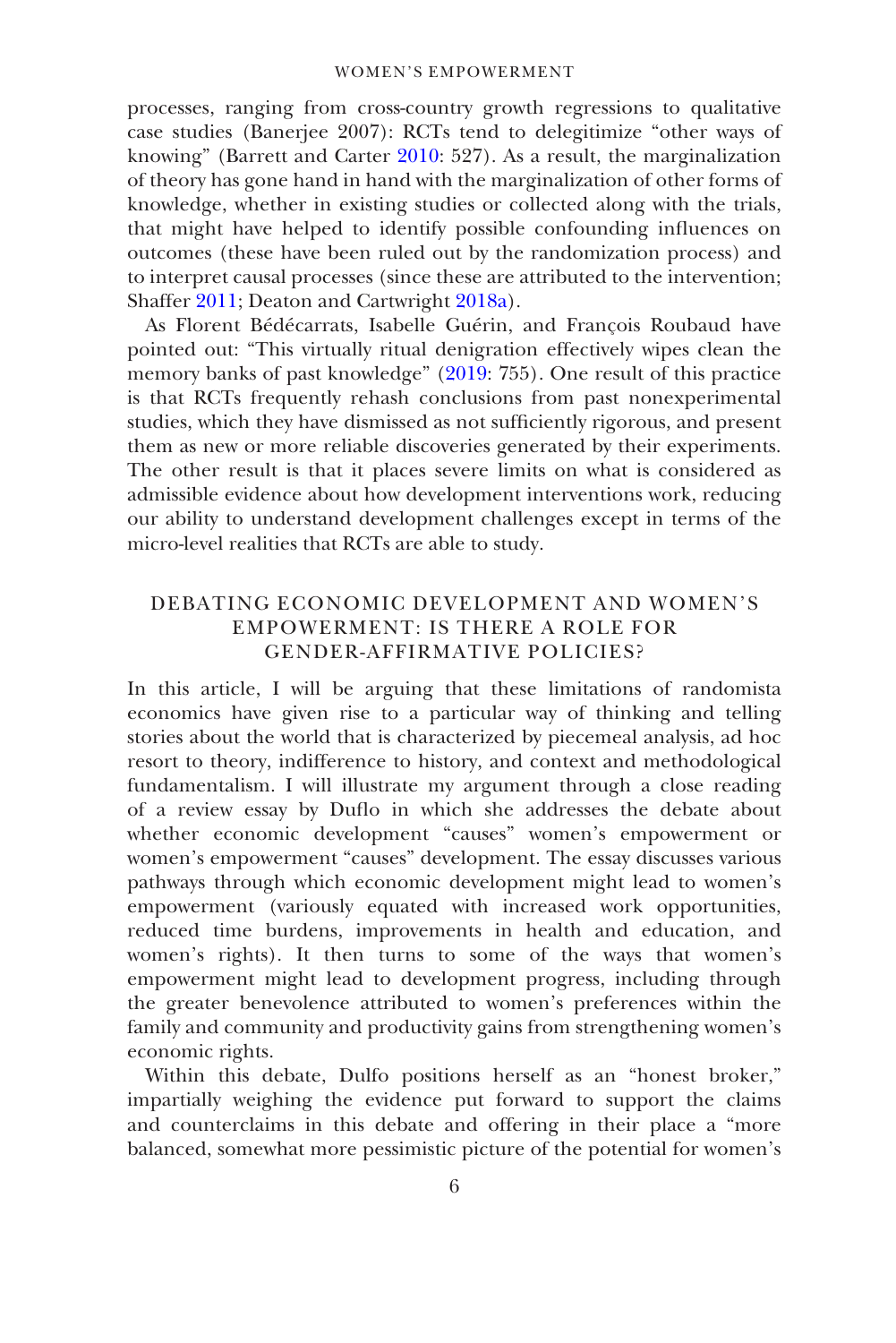processes, ranging from cross-country growth regressions to qualitative case studies (Banerjee 2007): RCTs tend to delegitimize "other ways of knowing" (Barrett and Carter 2010: 527). As a result, the marginalization of theory has gone hand in hand with the marginalization of other forms of knowledge, whether in existing studies or collected along with the trials, that might have helped to identify possible confounding influences on outcomes (these have been ruled out by the randomization process) and to interpret causal processes (since these are attributed to the intervention; Shaffer 2011; Deaton and Cartwright 2018a).

As Florent Bédécarrats, Isabelle Guérin, and François Roubaud have pointed out: "This virtually ritual denigration effectively wipes clean the memory banks of past knowledge" (2019: 755). One result of this practice is that RCTs frequently rehash conclusions from past nonexperimental studies, which they have dismissed as not sufficiently rigorous, and present them as new or more reliable discoveries generated by their experiments. The other result is that it places severe limits on what is considered as admissible evidence about how development interventions work, reducing our ability to understand development challenges except in terms of the micro-level realities that RCTs are able to study.

## DEBATING ECONOMIC DEVELOPMENT AND WOMEN'S EMPOWERMENT: IS THERE A ROLE FOR GENDER-AFFIRMATIVE POLICIES?

In this article, I will be arguing that these limitations of randomista economics have given rise to a particular way of thinking and telling stories about the world that is characterized by piecemeal analysis, ad hoc resort to theory, indifference to history, and context and methodological fundamentalism. I will illustrate my argument through a close reading of a review essay by Duflo in which she addresses the debate about whether economic development "causes" women's empowerment or women's empowerment "causes" development. The essay discusses various pathways through which economic development might lead to women's empowerment (variously equated with increased work opportunities, reduced time burdens, improvements in health and education, and women's rights). It then turns to some of the ways that women's empowerment might lead to development progress, including through the greater benevolence attributed to women's preferences within the family and community and productivity gains from strengthening women's economic rights.

Within this debate, Dulfo positions herself as an "honest broker," impartially weighing the evidence put forward to support the claims and counterclaims in this debate and offering in their place a "more balanced, somewhat more pessimistic picture of the potential for women's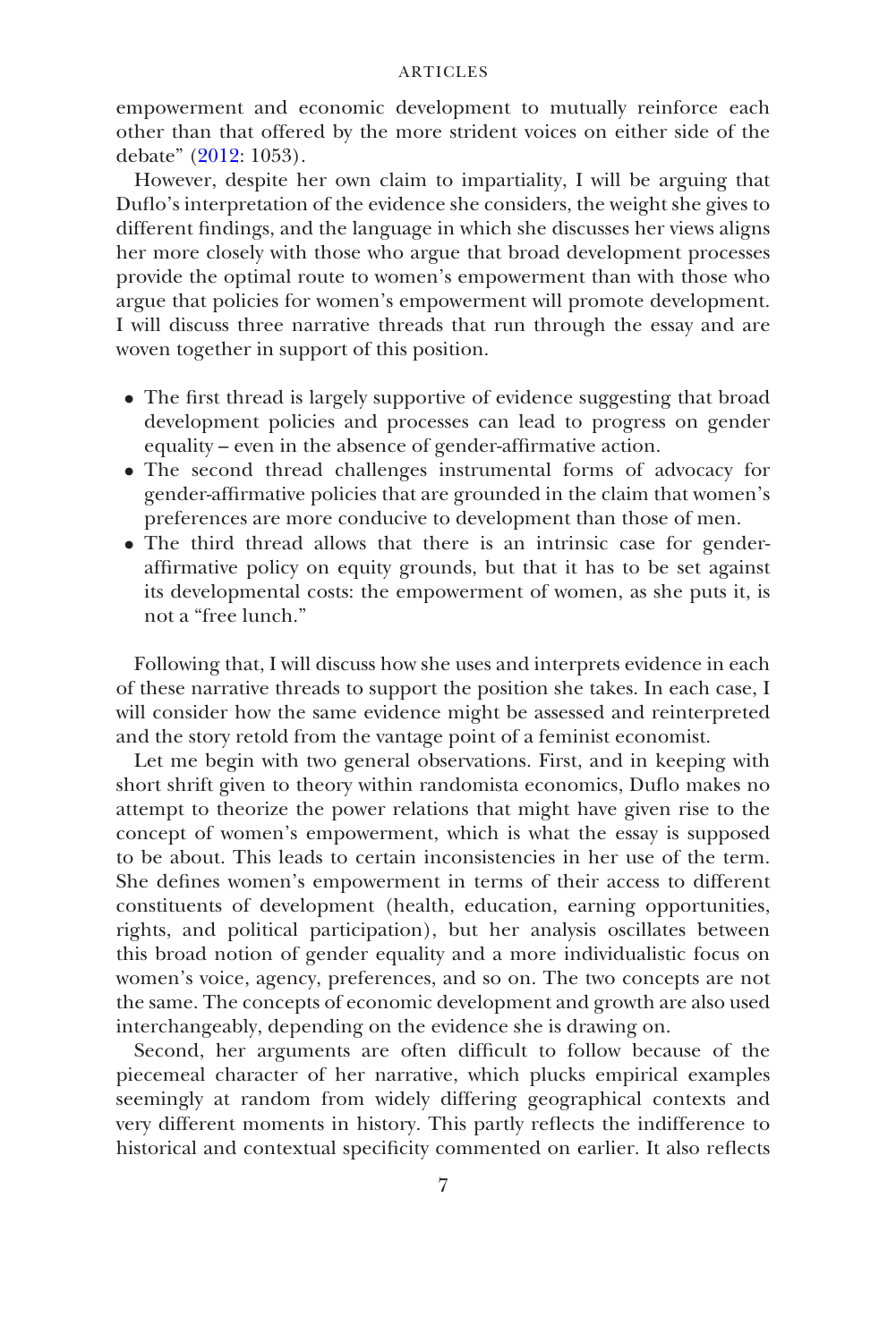empowerment and economic development to mutually reinforce each other than that offered by the more strident voices on either side of the debate" (2012: 1053).

However, despite her own claim to impartiality, I will be arguing that Duflo's interpretation of the evidence she considers, the weight she gives to different findings, and the language in which she discusses her views aligns her more closely with those who argue that broad development processes provide the optimal route to women's empowerment than with those who argue that policies for women's empowerment will promote development. I will discuss three narrative threads that run through the essay and are woven together in support of this position.

- The first thread is largely supportive of evidence suggesting that broad development policies and processes can lead to progress on gender equality – even in the absence of gender-affirmative action.
- The second thread challenges instrumental forms of advocacy for gender-affirmative policies that are grounded in the claim that women's preferences are more conducive to development than those of men.
- The third thread allows that there is an intrinsic case for gender-affirmative policy on equity grounds, but that it has to be set against its developmental costs: the empowerment of women, as she puts it, is not a "free lunch."

Following that, I will discuss how she uses and interprets evidence in each of these narrative threads to support the position she takes. In each case, I will consider how the same evidence might be assessed and reinterpreted and the story retold from the vantage point of a feminist economist.

Let me begin with two general observations. First, and in keeping with short shrift given to theory within randomista economics, Duflo makes no attempt to theorize the power relations that might have given rise to the concept of women's empowerment, which is what the essay is supposed to be about. This leads to certain inconsistencies in her use of the term. She defines women's empowerment in terms of their access to different constituents of development (health, education, earning opportunities, rights, and political participation), but her analysis oscillates between this broad notion of gender equality and a more individualistic focus on women's voice, agency, preferences, and so on. The two concepts are not the same. The concepts of economic development and growth are also used interchangeably, depending on the evidence she is drawing on.

Second, her arguments are often difficult to follow because of the piecemeal character of her narrative, which plucks empirical examples seemingly at random from widely differing geographical contexts and very different moments in history. This partly reflects the indifference to historical and contextual specificity commented on earlier. It also reflects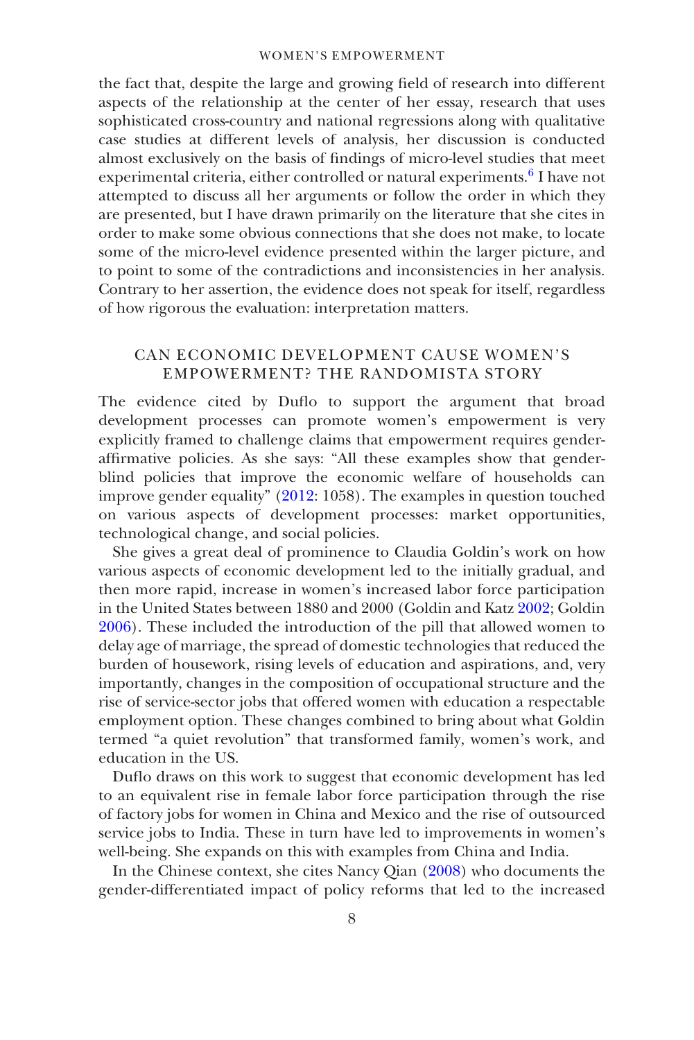the fact that, despite the large and growing field of research into different aspects of the relationship at the center of her essay, research that uses sophisticated cross-country and national regressions along with qualitative case studies at different levels of analysis, her discussion is conducted almost exclusively on the basis of findings of micro-level studies that meet experimental criteria, either controlled or natural experiments.[6] I have not attempted to discuss all her arguments or follow the order in which they are presented, but I have drawn primarily on the literature that she cites in order to make some obvious connections that she does not make, to locate some of the micro-level evidence presented within the larger picture, and to point to some of the contradictions and inconsistencies in her analysis. Contrary to her assertion, the evidence does not speak for itself, regardless of how rigorous the evaluation: interpretation matters.

## CAN ECONOMIC DEVELOPMENT CAUSE WOMEN'S EMPOWERMENT? THE RANDOMISTA STORY

The evidence cited by Duflo to support the argument that broad development processes can promote women's empowerment is very explicitly framed to challenge claims that empowerment requires gender-affirmative policies. As she says: "All these examples show that gender-blind policies that improve the economic welfare of households can improve gender equality" (2012: 1058). The examples in question touched on various aspects of development processes: market opportunities, technological change, and social policies.

She gives a great deal of prominence to Claudia Goldin's work on how various aspects of economic development led to the initially gradual, and then more rapid, increase in women's increased labor force participation in the United States between 1880 and 2000 (Goldin and Katz 2002; Goldin 2006). These included the introduction of the pill that allowed women to delay age of marriage, the spread of domestic technologies that reduced the burden of housework, rising levels of education and aspirations, and, very importantly, changes in the composition of occupational structure and the rise of service-sector jobs that offered women with education a respectable employment option. These changes combined to bring about what Goldin termed "a quiet revolution" that transformed family, women's work, and education in the US.

Duflo draws on this work to suggest that economic development has led to an equivalent rise in female labor force participation through the rise of factory jobs for women in China and Mexico and the rise of outsourced service jobs to India. These in turn have led to improvements in women's well-being. She expands on this with examples from China and India.

In the Chinese context, she cites Nancy Qian (2008) who documents the gender-differentiated impact of policy reforms that led to the increased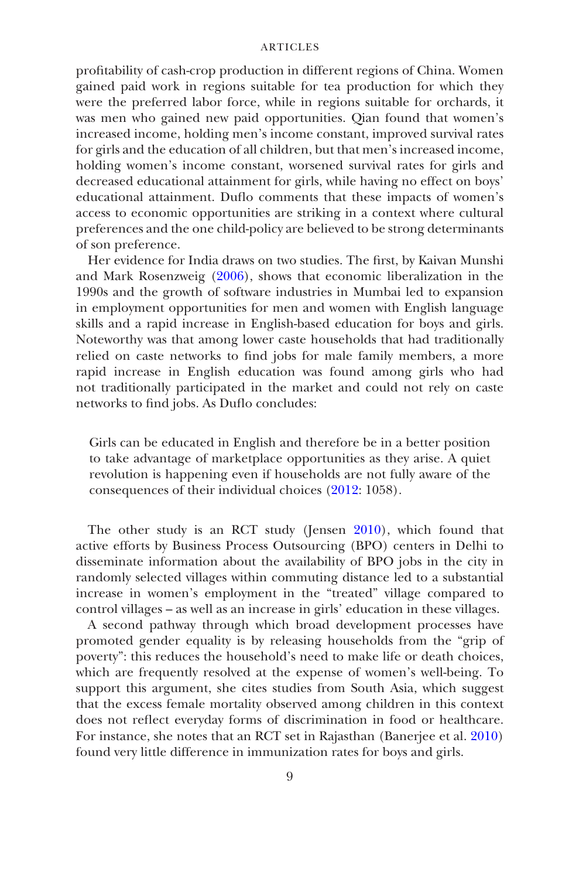profitability of cash-crop production in different regions of China. Women gained paid work in regions suitable for tea production for which they were the preferred labor force, while in regions suitable for orchards, it was men who gained new paid opportunities. Qian found that women's increased income, holding men's income constant, improved survival rates for girls and the education of all children, but that men's increased income, holding women's income constant, worsened survival rates for girls and decreased educational attainment for girls, while having no effect on boys' educational attainment. Duflo comments that these impacts of women's access to economic opportunities are striking in a context where cultural preferences and the one child-policy are believed to be strong determinants of son preference.

Her evidence for India draws on two studies. The first, by Kaivan Munshi and Mark Rosenzweig (2006), shows that economic liberalization in the 1990s and the growth of software industries in Mumbai led to expansion in employment opportunities for men and women with English language skills and a rapid increase in English-based education for boys and girls. Noteworthy was that among lower caste households that had traditionally relied on caste networks to find jobs for male family members, a more rapid increase in English education was found among girls who had not traditionally participated in the market and could not rely on caste networks to find jobs. As Duflo concludes:

> Girls can be educated in English and therefore be in a better position to take advantage of marketplace opportunities as they arise. A quiet revolution is happening even if households are not fully aware of the consequences of their individual choices (2012: 1058).

The other study is an RCT study (Jensen 2010), which found that active efforts by Business Process Outsourcing (BPO) centers in Delhi to disseminate information about the availability of BPO jobs in the city in randomly selected villages within commuting distance led to a substantial increase in women's employment in the "treated" village compared to control villages – as well as an increase in girls' education in these villages.

A second pathway through which broad development processes have promoted gender equality is by releasing households from the "grip of poverty": this reduces the household's need to make life or death choices, which are frequently resolved at the expense of women's well-being. To support this argument, she cites studies from South Asia, which suggest that the excess female mortality observed among children in this context does not reflect everyday forms of discrimination in food or healthcare. For instance, she notes that an RCT set in Rajasthan (Banerjee et al. 2010) found very little difference in immunization rates for boys and girls.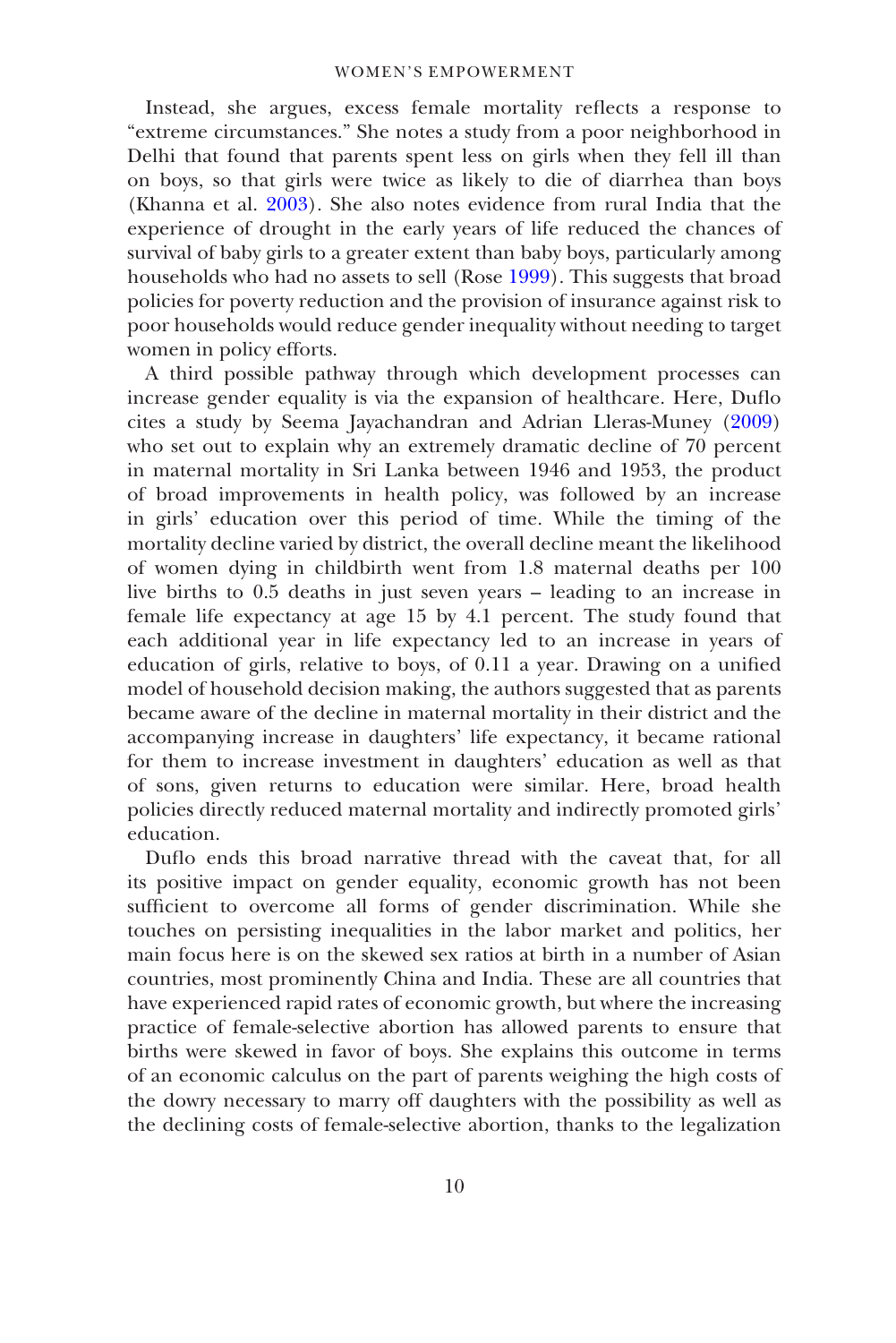Instead, she argues, excess female mortality reflects a response to "extreme circumstances." She notes a study from a poor neighborhood in Delhi that found that parents spent less on girls when they fell ill than on boys, so that girls were twice as likely to die of diarrhea than boys (Khanna et al. 2003). She also notes evidence from rural India that the experience of drought in the early years of life reduced the chances of survival of baby girls to a greater extent than baby boys, particularly among households who had no assets to sell (Rose 1999). This suggests that broad policies for poverty reduction and the provision of insurance against risk to poor households would reduce gender inequality without needing to target women in policy efforts.

A third possible pathway through which development processes can increase gender equality is via the expansion of healthcare. Here, Duflo cites a study by Seema Jayachandran and Adrian Lleras-Muney (2009) who set out to explain why an extremely dramatic decline of 70 percent in maternal mortality in Sri Lanka between 1946 and 1953, the product of broad improvements in health policy, was followed by an increase in girls' education over this period of time. While the timing of the mortality decline varied by district, the overall decline meant the likelihood of women dying in childbirth went from 1.8 maternal deaths per 100 live births to 0.5 deaths in just seven years – leading to an increase in female life expectancy at age 15 by 4.1 percent. The study found that each additional year in life expectancy led to an increase in years of education of girls, relative to boys, of 0.11 a year. Drawing on a unified model of household decision making, the authors suggested that as parents became aware of the decline in maternal mortality in their district and the accompanying increase in daughters' life expectancy, it became rational for them to increase investment in daughters' education as well as that of sons, given returns to education were similar. Here, broad health policies directly reduced maternal mortality and indirectly promoted girls' education.

Duflo ends this broad narrative thread with the caveat that, for all its positive impact on gender equality, economic growth has not been sufficient to overcome all forms of gender discrimination. While she touches on persisting inequalities in the labor market and politics, her main focus here is on the skewed sex ratios at birth in a number of Asian countries, most prominently China and India. These are all countries that have experienced rapid rates of economic growth, but where the increasing practice of female-selective abortion has allowed parents to ensure that births were skewed in favor of boys. She explains this outcome in terms of an economic calculus on the part of parents weighing the high costs of the dowry necessary to marry off daughters with the possibility as well as the declining costs of female-selective abortion, thanks to the legalization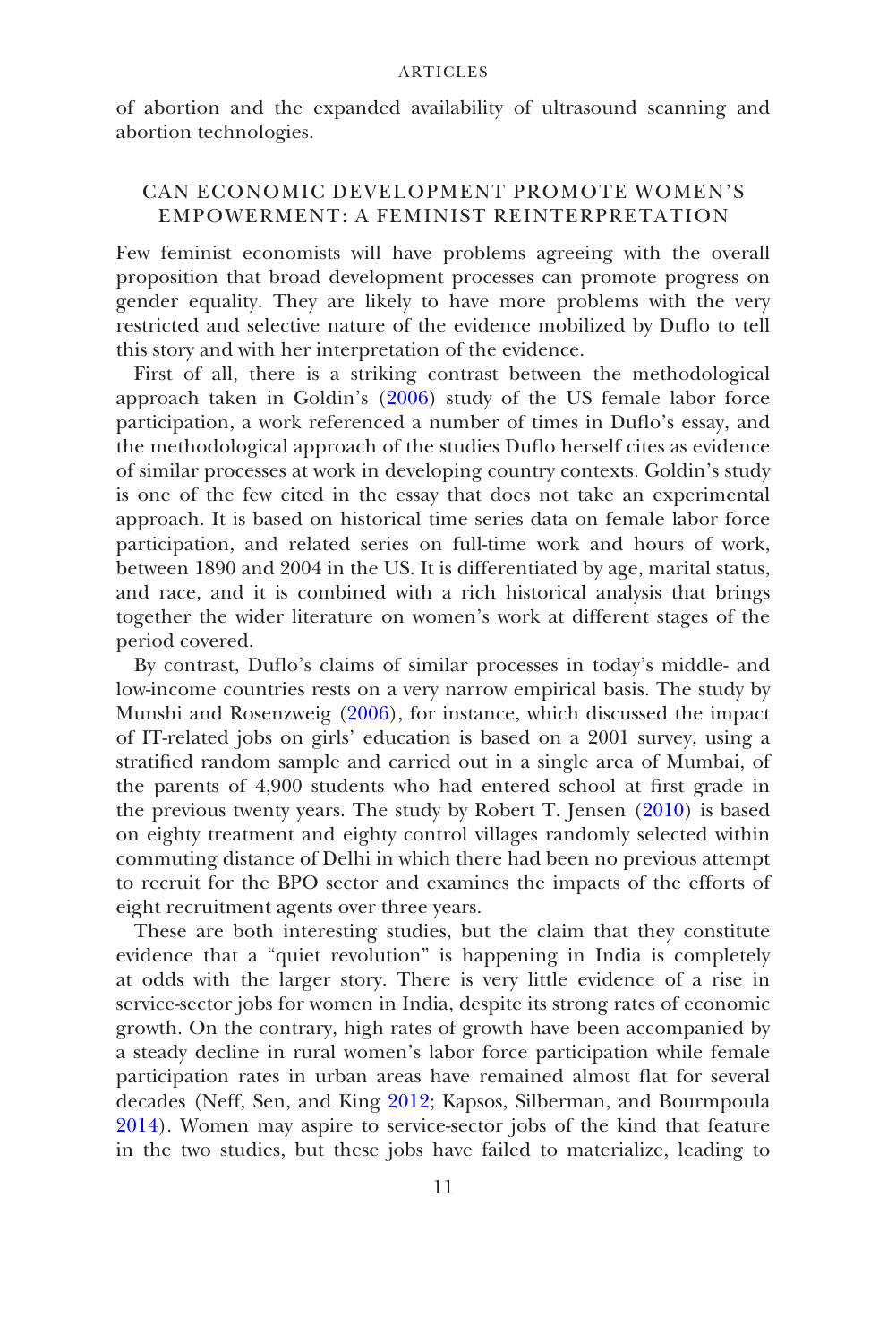of abortion and the expanded availability of ultrasound scanning and abortion technologies.

## CAN ECONOMIC DEVELOPMENT PROMOTE WOMEN'S EMPOWERMENT: A FEMINIST REINTERPRETATION

Few feminist economists will have problems agreeing with the overall proposition that broad development processes can promote progress on gender equality. They are likely to have more problems with the very restricted and selective nature of the evidence mobilized by Duflo to tell this story and with her interpretation of the evidence.

First of all, there is a striking contrast between the methodological approach taken in Goldin's (2006) study of the US female labor force participation, a work referenced a number of times in Duflo's essay, and the methodological approach of the studies Duflo herself cites as evidence of similar processes at work in developing country contexts. Goldin's study is one of the few cited in the essay that does not take an experimental approach. It is based on historical time series data on female labor force participation, and related series on full-time work and hours of work, between 1890 and 2004 in the US. It is differentiated by age, marital status, and race, and it is combined with a rich historical analysis that brings together the wider literature on women's work at different stages of the period covered.

By contrast, Duflo's claims of similar processes in today's middle- and low-income countries rests on a very narrow empirical basis. The study by Munshi and Rosenzweig (2006), for instance, which discussed the impact of IT-related jobs on girls' education is based on a 2001 survey, using a stratified random sample and carried out in a single area of Mumbai, of the parents of 4,900 students who had entered school at first grade in the previous twenty years. The study by Robert T. Jensen (2010) is based on eighty treatment and eighty control villages randomly selected within commuting distance of Delhi in which there had been no previous attempt to recruit for the BPO sector and examines the impacts of the efforts of eight recruitment agents over three years.

These are both interesting studies, but the claim that they constitute evidence that a "quiet revolution" is happening in India is completely at odds with the larger story. There is very little evidence of a rise in service-sector jobs for women in India, despite its strong rates of economic growth. On the contrary, high rates of growth have been accompanied by a steady decline in rural women's labor force participation while female participation rates in urban areas have remained almost flat for several decades (Neff, Sen, and King 2012; Kapsos, Silberman, and Bourmpoula 2014). Women may aspire to service-sector jobs of the kind that feature in the two studies, but these jobs have failed to materialize, leading to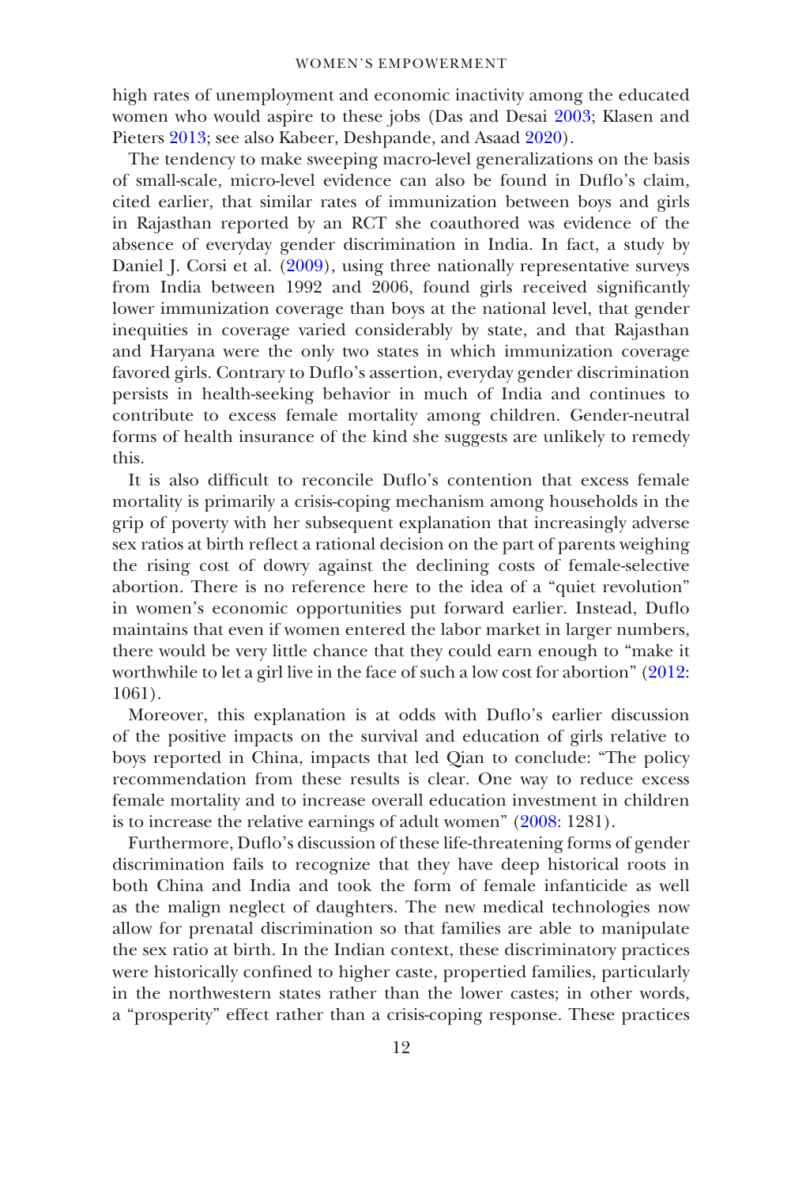high rates of unemployment and economic inactivity among the educated women who would aspire to these jobs (Das and Desai 2003; Klasen and Pieters 2013; see also Kabeer, Deshpande, and Asaad 2020).

The tendency to make sweeping macro-level generalizations on the basis of small-scale, micro-level evidence can also be found in Duflo's claim, cited earlier, that similar rates of immunization between boys and girls in Rajasthan reported by an RCT she coauthored was evidence of the absence of everyday gender discrimination in India. In fact, a study by Daniel J. Corsi et al. (2009), using three nationally representative surveys from India between 1992 and 2006, found girls received significantly lower immunization coverage than boys at the national level, that gender inequities in coverage varied considerably by state, and that Rajasthan and Haryana were the only two states in which immunization coverage favored girls. Contrary to Duflo's assertion, everyday gender discrimination persists in health-seeking behavior in much of India and continues to contribute to excess female mortality among children. Gender-neutral forms of health insurance of the kind she suggests are unlikely to remedy this.

It is also difficult to reconcile Duflo's contention that excess female mortality is primarily a crisis-coping mechanism among households in the grip of poverty with her subsequent explanation that increasingly adverse sex ratios at birth reflect a rational decision on the part of parents weighing the rising cost of dowry against the declining costs of female-selective abortion. There is no reference here to the idea of a "quiet revolution" in women's economic opportunities put forward earlier. Instead, Duflo maintains that even if women entered the labor market in larger numbers, there would be very little chance that they could earn enough to "make it worthwhile to let a girl live in the face of such a low cost for abortion" (2012: 1061).

Moreover, this explanation is at odds with Duflo's earlier discussion of the positive impacts on the survival and education of girls relative to boys reported in China, impacts that led Qian to conclude: "The policy recommendation from these results is clear. One way to reduce excess female mortality and to increase overall education investment in children is to increase the relative earnings of adult women" (2008: 1281).

Furthermore, Duflo's discussion of these life-threatening forms of gender discrimination fails to recognize that they have deep historical roots in both China and India and took the form of female infanticide as well as the malign neglect of daughters. The new medical technologies now allow for prenatal discrimination so that families are able to manipulate the sex ratio at birth. In the Indian context, these discriminatory practices were historically confined to higher caste, propertied families, particularly in the northwestern states rather than the lower castes; in other words, a "prosperity" effect rather than a crisis-coping response. These practices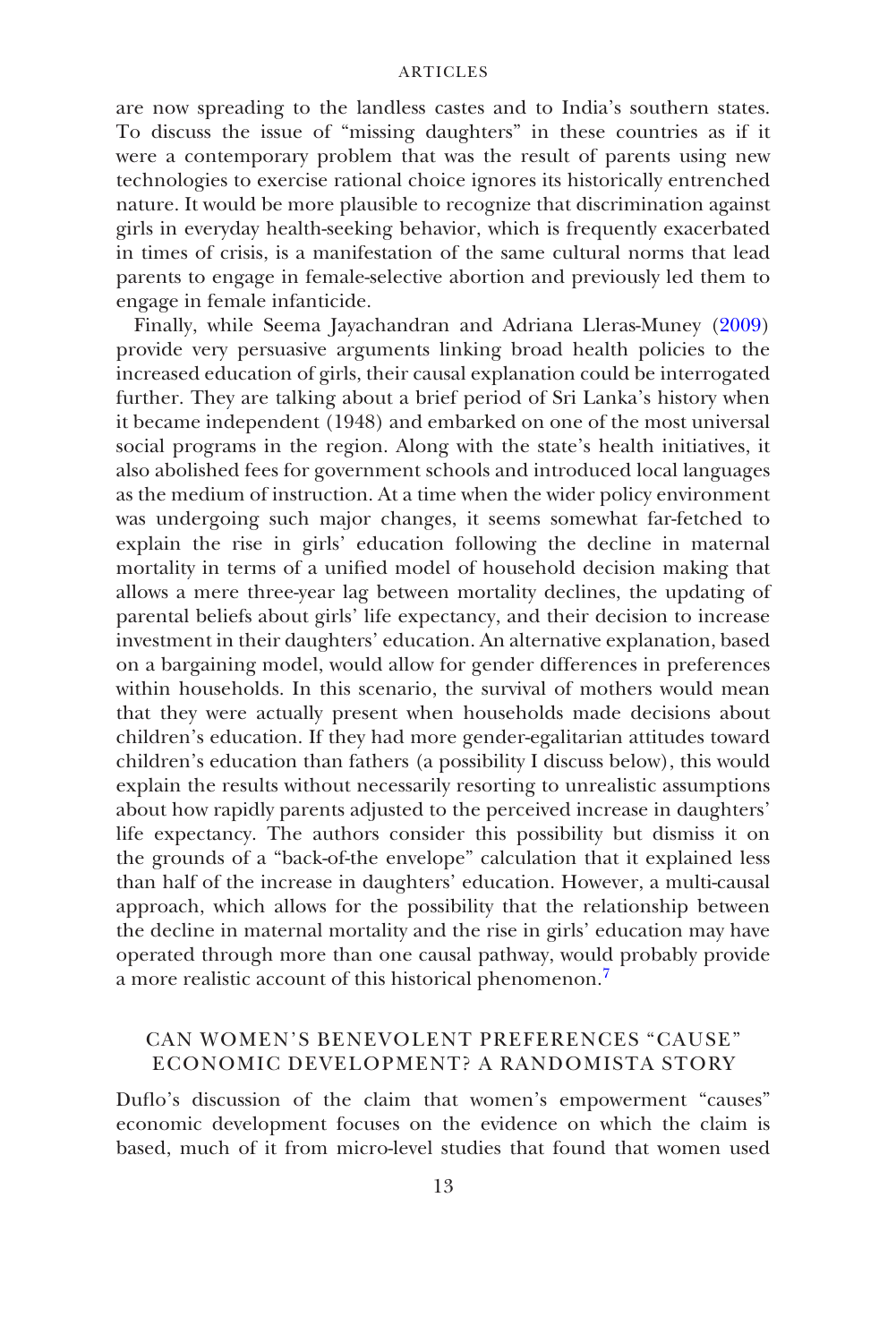are now spreading to the landless castes and to India's southern states. To discuss the issue of "missing daughters" in these countries as if it were a contemporary problem that was the result of parents using new technologies to exercise rational choice ignores its historically entrenched nature. It would be more plausible to recognize that discrimination against girls in everyday health-seeking behavior, which is frequently exacerbated in times of crisis, is a manifestation of the same cultural norms that lead parents to engage in female-selective abortion and previously led them to engage in female infanticide.

Finally, while Seema Jayachandran and Adriana Lleras-Muney (2009) provide very persuasive arguments linking broad health policies to the increased education of girls, their causal explanation could be interrogated further. They are talking about a brief period of Sri Lanka's history when it became independent (1948) and embarked on one of the most universal social programs in the region. Along with the state's health initiatives, it also abolished fees for government schools and introduced local languages as the medium of instruction. At a time when the wider policy environment was undergoing such major changes, it seems somewhat far-fetched to explain the rise in girls' education following the decline in maternal mortality in terms of a unified model of household decision making that allows a mere three-year lag between mortality declines, the updating of parental beliefs about girls' life expectancy, and their decision to increase investment in their daughters' education. An alternative explanation, based on a bargaining model, would allow for gender differences in preferences within households. In this scenario, the survival of mothers would mean that they were actually present when households made decisions about children's education. If they had more gender-egalitarian attitudes toward children's education than fathers (a possibility I discuss below), this would explain the results without necessarily resorting to unrealistic assumptions about how rapidly parents adjusted to the perceived increase in daughters' life expectancy. The authors consider this possibility but dismiss it on the grounds of a "back-of-the envelope" calculation that it explained less than half of the increase in daughters' education. However, a multi-causal approach, which allows for the possibility that the relationship between the decline in maternal mortality and the rise in girls' education may have operated through more than one causal pathway, would probably provide a more realistic account of this historical phenomenon.[7]

## CAN WOMEN'S BENEVOLENT PREFERENCES "CAUSE" ECONOMIC DEVELOPMENT? A RANDOMISTA STORY

Duflo's discussion of the claim that women's empowerment "causes" economic development focuses on the evidence on which the claim is based, much of it from micro-level studies that found that women used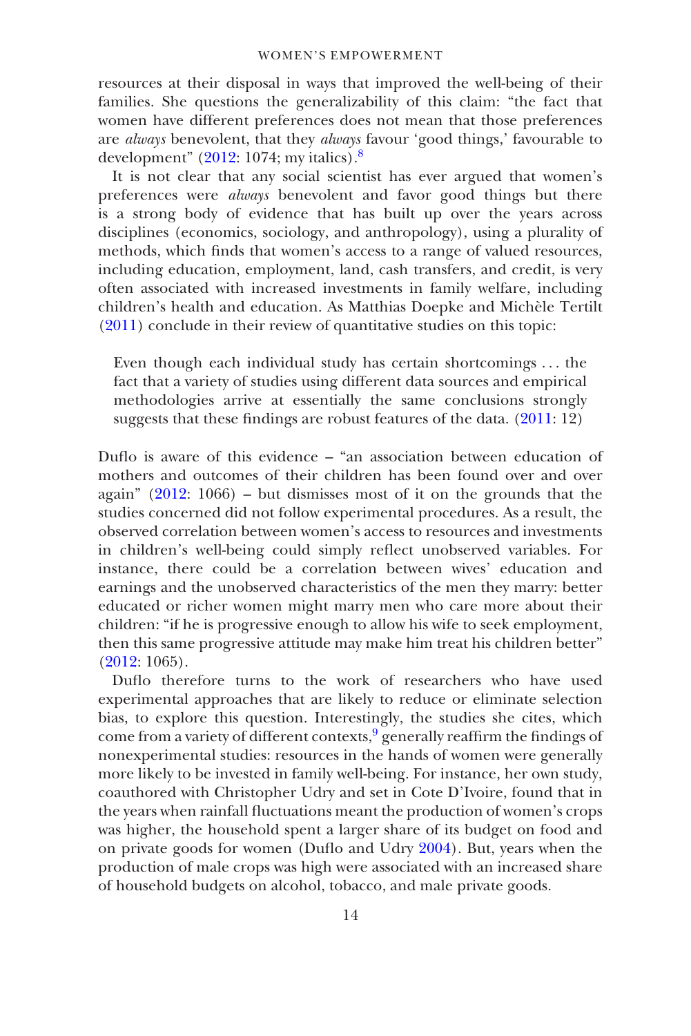resources at their disposal in ways that improved the well-being of their families. She questions the generalizability of this claim: "the fact that women have different preferences does not mean that those preferences are *always* benevolent, that they *always* favour 'good things,' favourable to development" (2012: 1074; my italics).[8]

It is not clear that any social scientist has ever argued that women's preferences were *always* benevolent and favor good things but there is a strong body of evidence that has built up over the years across disciplines (economics, sociology, and anthropology), using a plurality of methods, which finds that women's access to a range of valued resources, including education, employment, land, cash transfers, and credit, is very often associated with increased investments in family welfare, including children's health and education. As Matthias Doepke and Michèle Tertilt (2011) conclude in their review of quantitative studies on this topic:

> Even though each individual study has certain shortcomings ... the fact that a variety of studies using different data sources and empirical methodologies arrive at essentially the same conclusions strongly suggests that these findings are robust features of the data. (2011: 12)

Duflo is aware of this evidence – "an association between education of mothers and outcomes of their children has been found over and over again" (2012: 1066) – but dismisses most of it on the grounds that the studies concerned did not follow experimental procedures. As a result, the observed correlation between women's access to resources and investments in children's well-being could simply reflect unobserved variables. For instance, there could be a correlation between wives' education and earnings and the unobserved characteristics of the men they marry: better educated or richer women might marry men who care more about their children: "if he is progressive enough to allow his wife to seek employment, then this same progressive attitude may make him treat his children better" (2012: 1065).

Duflo therefore turns to the work of researchers who have used experimental approaches that are likely to reduce or eliminate selection bias, to explore this question. Interestingly, the studies she cites, which come from a variety of different contexts,[9] generally reaffirm the findings of nonexperimental studies: resources in the hands of women were generally more likely to be invested in family well-being. For instance, her own study, coauthored with Christopher Udry and set in Cote D'Ivoire, found that in the years when rainfall fluctuations meant the production of women's crops was higher, the household spent a larger share of its budget on food and on private goods for women (Duflo and Udry 2004). But, years when the production of male crops was high were associated with an increased share of household budgets on alcohol, tobacco, and male private goods.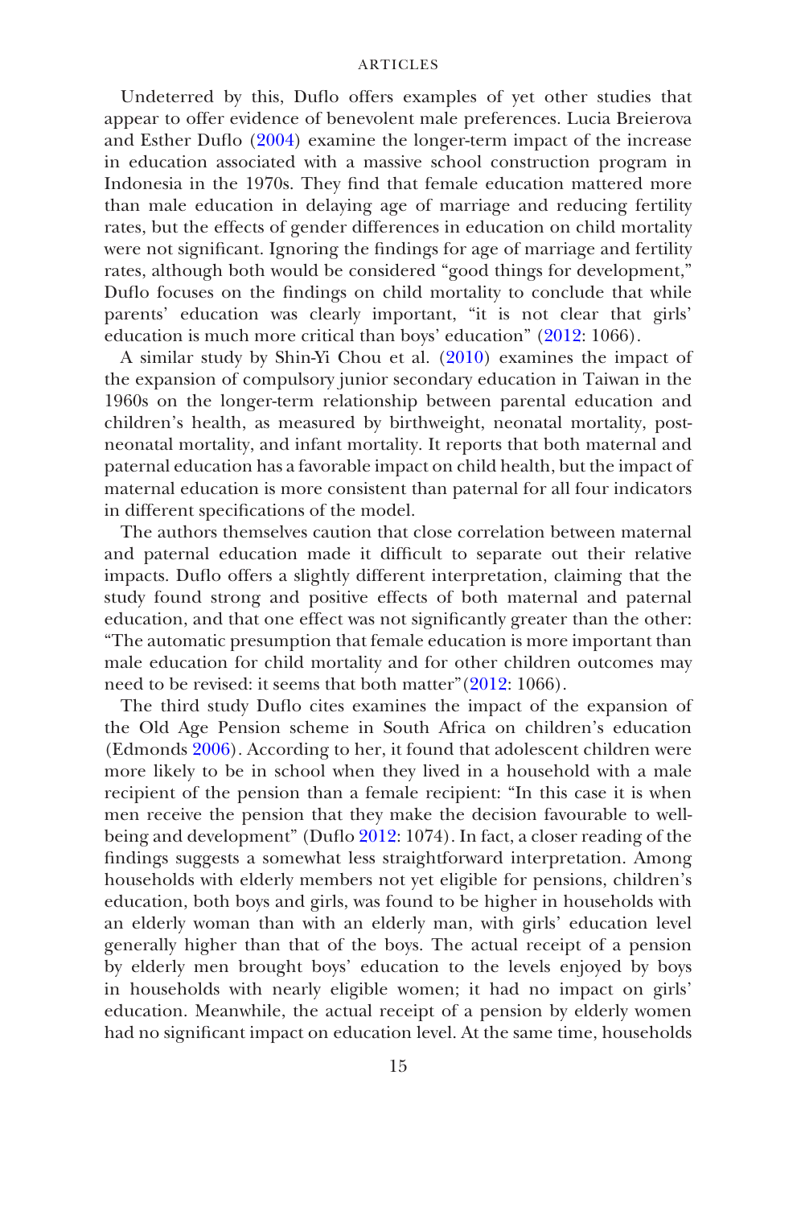Undeterred by this, Duflo offers examples of yet other studies that appear to offer evidence of benevolent male preferences. Lucia Breierova and Esther Duflo (2004) examine the longer-term impact of the increase in education associated with a massive school construction program in Indonesia in the 1970s. They find that female education mattered more than male education in delaying age of marriage and reducing fertility rates, but the effects of gender differences in education on child mortality were not significant. Ignoring the findings for age of marriage and fertility rates, although both would be considered "good things for development," Duflo focuses on the findings on child mortality to conclude that while parents' education was clearly important, "it is not clear that girls' education is much more critical than boys' education" (2012: 1066).

A similar study by Shin-Yi Chou et al. (2010) examines the impact of the expansion of compulsory junior secondary education in Taiwan in the 1960s on the longer-term relationship between parental education and children's health, as measured by birthweight, neonatal mortality, post-neonatal mortality, and infant mortality. It reports that both maternal and paternal education has a favorable impact on child health, but the impact of maternal education is more consistent than paternal for all four indicators in different specifications of the model.

The authors themselves caution that close correlation between maternal and paternal education made it difficult to separate out their relative impacts. Duflo offers a slightly different interpretation, claiming that the study found strong and positive effects of both maternal and paternal education, and that one effect was not significantly greater than the other: "The automatic presumption that female education is more important than male education for child mortality and for other children outcomes may need to be revised: it seems that both matter"(2012: 1066).

The third study Duflo cites examines the impact of the expansion of the Old Age Pension scheme in South Africa on children's education (Edmonds 2006). According to her, it found that adolescent children were more likely to be in school when they lived in a household with a male recipient of the pension than a female recipient: "In this case it is when men receive the pension that they make the decision favourable to well-being and development" (Duflo 2012: 1074). In fact, a closer reading of the findings suggests a somewhat less straightforward interpretation. Among households with elderly members not yet eligible for pensions, children's education, both boys and girls, was found to be higher in households with an elderly woman than with an elderly man, with girls' education level generally higher than that of the boys. The actual receipt of a pension by elderly men brought boys' education to the levels enjoyed by boys in households with nearly eligible women; it had no impact on girls' education. Meanwhile, the actual receipt of a pension by elderly women had no significant impact on education level. At the same time, households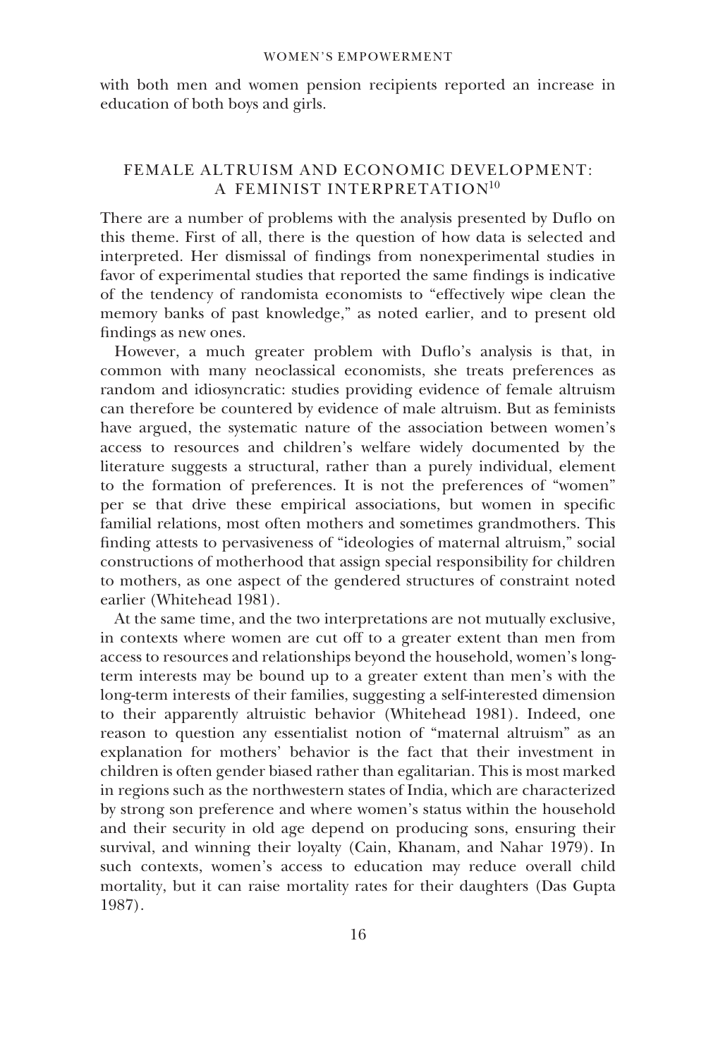with both men and women pension recipients reported an increase in education of both boys and girls.

## FEMALE ALTRUISM AND ECONOMIC DEVELOPMENT: A FEMINIST INTERPRETATION[10]

There are a number of problems with the analysis presented by Duflo on this theme. First of all, there is the question of how data is selected and interpreted. Her dismissal of findings from nonexperimental studies in favor of experimental studies that reported the same findings is indicative of the tendency of randomista economists to "effectively wipe clean the memory banks of past knowledge," as noted earlier, and to present old findings as new ones.

However, a much greater problem with Duflo's analysis is that, in common with many neoclassical economists, she treats preferences as random and idiosyncratic: studies providing evidence of female altruism can therefore be countered by evidence of male altruism. But as feminists have argued, the systematic nature of the association between women's access to resources and children's welfare widely documented by the literature suggests a structural, rather than a purely individual, element to the formation of preferences. It is not the preferences of "women" per se that drive these empirical associations, but women in specific familial relations, most often mothers and sometimes grandmothers. This finding attests to pervasiveness of "ideologies of maternal altruism," social constructions of motherhood that assign special responsibility for children to mothers, as one aspect of the gendered structures of constraint noted earlier (Whitehead 1981).

At the same time, and the two interpretations are not mutually exclusive, in contexts where women are cut off to a greater extent than men from access to resources and relationships beyond the household, women's long-term interests may be bound up to a greater extent than men's with the long-term interests of their families, suggesting a self-interested dimension to their apparently altruistic behavior (Whitehead 1981). Indeed, one reason to question any essentialist notion of "maternal altruism" as an explanation for mothers' behavior is the fact that their investment in children is often gender biased rather than egalitarian. This is most marked in regions such as the northwestern states of India, which are characterized by strong son preference and where women's status within the household and their security in old age depend on producing sons, ensuring their survival, and winning their loyalty (Cain, Khanam, and Nahar 1979). In such contexts, women's access to education may reduce overall child mortality, but it can raise mortality rates for their daughters (Das Gupta 1987).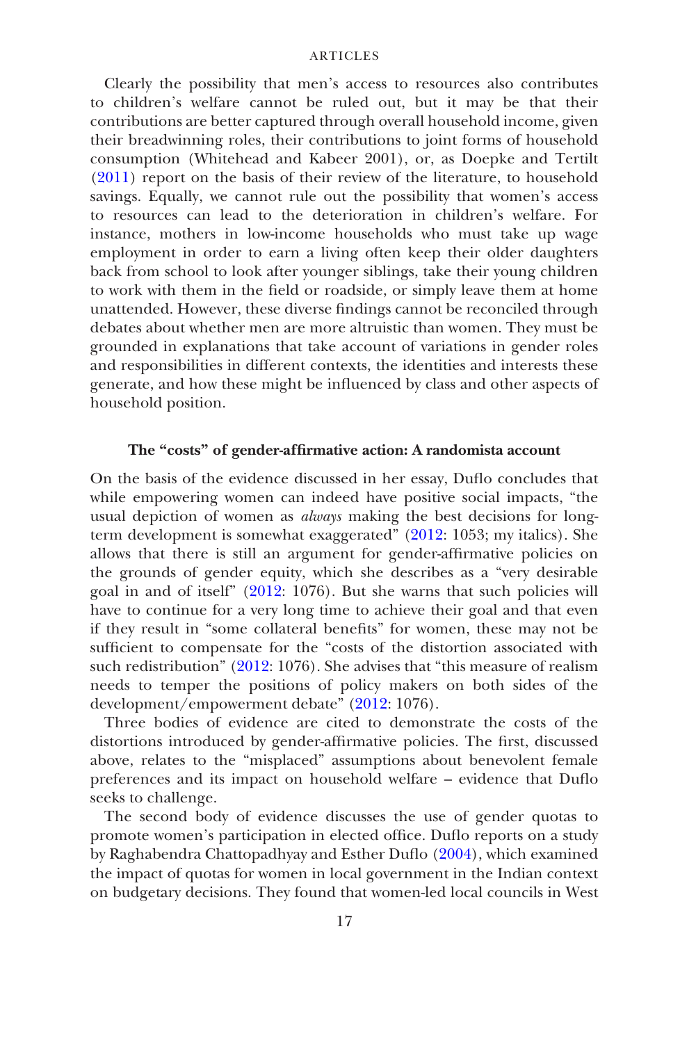Clearly the possibility that men's access to resources also contributes to children's welfare cannot be ruled out, but it may be that their contributions are better captured through overall household income, given their breadwinning roles, their contributions to joint forms of household consumption (Whitehead and Kabeer 2001), or, as Doepke and Tertilt (2011) report on the basis of their review of the literature, to household savings. Equally, we cannot rule out the possibility that women's access to resources can lead to the deterioration in children's welfare. For instance, mothers in low-income households who must take up wage employment in order to earn a living often keep their older daughters back from school to look after younger siblings, take their young children to work with them in the field or roadside, or simply leave them at home unattended. However, these diverse findings cannot be reconciled through debates about whether men are more altruistic than women. They must be grounded in explanations that take account of variations in gender roles and responsibilities in different contexts, the identities and interests these generate, and how these might be influenced by class and other aspects of household position.

### The "costs" of gender-affirmative action: A randomista account

On the basis of the evidence discussed in her essay, Duflo concludes that while empowering women can indeed have positive social impacts, "the usual depiction of women as *always* making the best decisions for long-term development is somewhat exaggerated" (2012: 1053; my italics). She allows that there is still an argument for gender-affirmative policies on the grounds of gender equity, which she describes as a "very desirable goal in and of itself" (2012: 1076). But she warns that such policies will have to continue for a very long time to achieve their goal and that even if they result in "some collateral benefits" for women, these may not be sufficient to compensate for the "costs of the distortion associated with such redistribution" (2012: 1076). She advises that "this measure of realism needs to temper the positions of policy makers on both sides of the development/empowerment debate" (2012: 1076).

Three bodies of evidence are cited to demonstrate the costs of the distortions introduced by gender-affirmative policies. The first, discussed above, relates to the "misplaced" assumptions about benevolent female preferences and its impact on household welfare – evidence that Duflo seeks to challenge.

The second body of evidence discusses the use of gender quotas to promote women's participation in elected office. Duflo reports on a study by Raghabendra Chattopadhyay and Esther Duflo (2004), which examined the impact of quotas for women in local government in the Indian context on budgetary decisions. They found that women-led local councils in West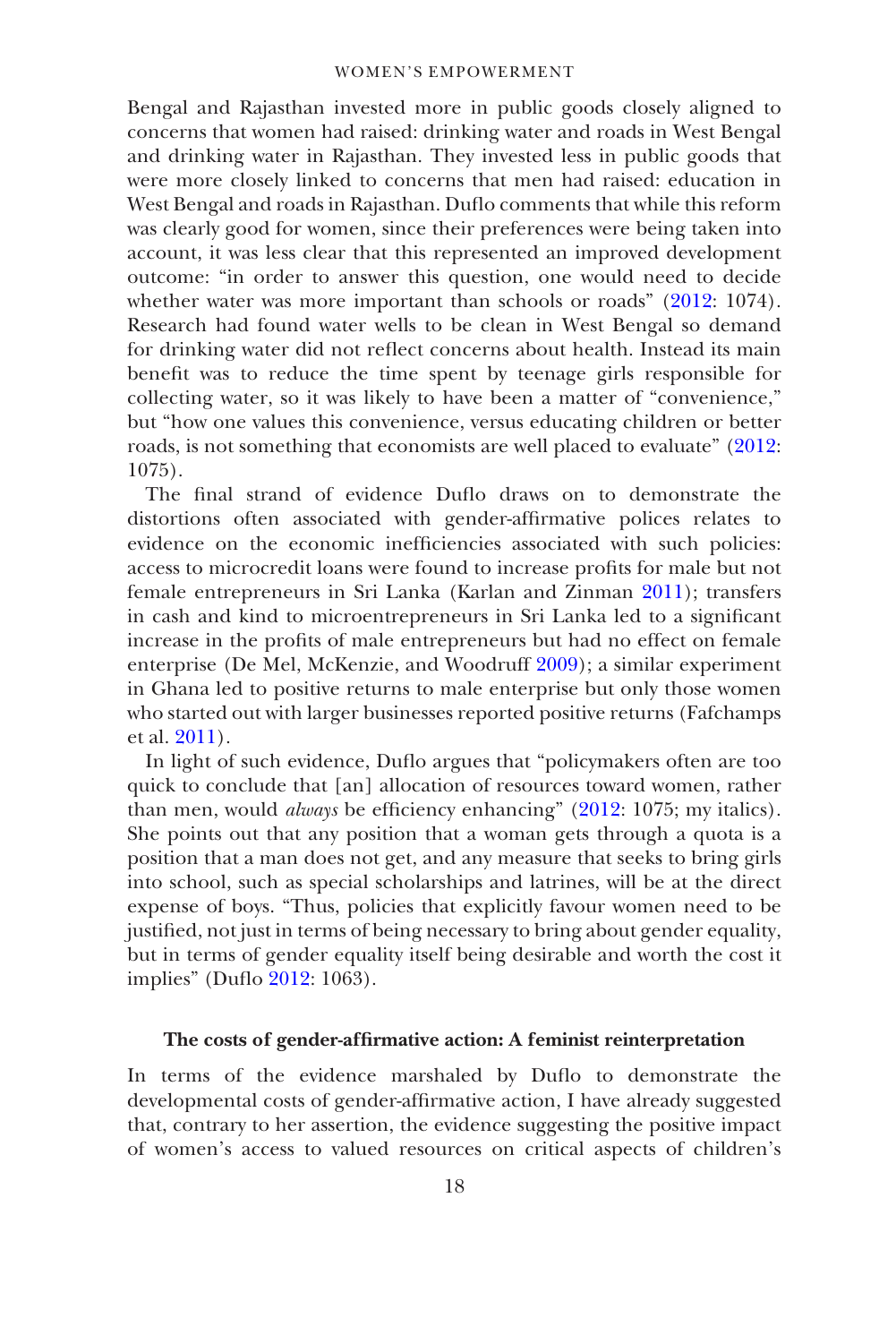Bengal and Rajasthan invested more in public goods closely aligned to concerns that women had raised: drinking water and roads in West Bengal and drinking water in Rajasthan. They invested less in public goods that were more closely linked to concerns that men had raised: education in West Bengal and roads in Rajasthan. Duflo comments that while this reform was clearly good for women, since their preferences were being taken into account, it was less clear that this represented an improved development outcome: "in order to answer this question, one would need to decide whether water was more important than schools or roads" (2012: 1074). Research had found water wells to be clean in West Bengal so demand for drinking water did not reflect concerns about health. Instead its main benefit was to reduce the time spent by teenage girls responsible for collecting water, so it was likely to have been a matter of "convenience," but "how one values this convenience, versus educating children or better roads, is not something that economists are well placed to evaluate" (2012: 1075).

The final strand of evidence Duflo draws on to demonstrate the distortions often associated with gender-affirmative polices relates to evidence on the economic inefficiencies associated with such policies: access to microcredit loans were found to increase profits for male but not female entrepreneurs in Sri Lanka (Karlan and Zinman 2011); transfers in cash and kind to microentrepreneurs in Sri Lanka led to a significant increase in the profits of male entrepreneurs but had no effect on female enterprise (De Mel, McKenzie, and Woodruff 2009); a similar experiment in Ghana led to positive returns to male enterprise but only those women who started out with larger businesses reported positive returns (Fafchamps et al. 2011).

In light of such evidence, Duflo argues that "policymakers often are too quick to conclude that [an] allocation of resources toward women, rather than men, would *always* be efficiency enhancing" (2012: 1075; my italics). She points out that any position that a woman gets through a quota is a position that a man does not get, and any measure that seeks to bring girls into school, such as special scholarships and latrines, will be at the direct expense of boys. "Thus, policies that explicitly favour women need to be justified, not just in terms of being necessary to bring about gender equality, but in terms of gender equality itself being desirable and worth the cost it implies" (Duflo 2012: 1063).

### The costs of gender-affirmative action: A feminist reinterpretation

In terms of the evidence marshaled by Duflo to demonstrate the developmental costs of gender-affirmative action, I have already suggested that, contrary to her assertion, the evidence suggesting the positive impact of women's access to valued resources on critical aspects of children's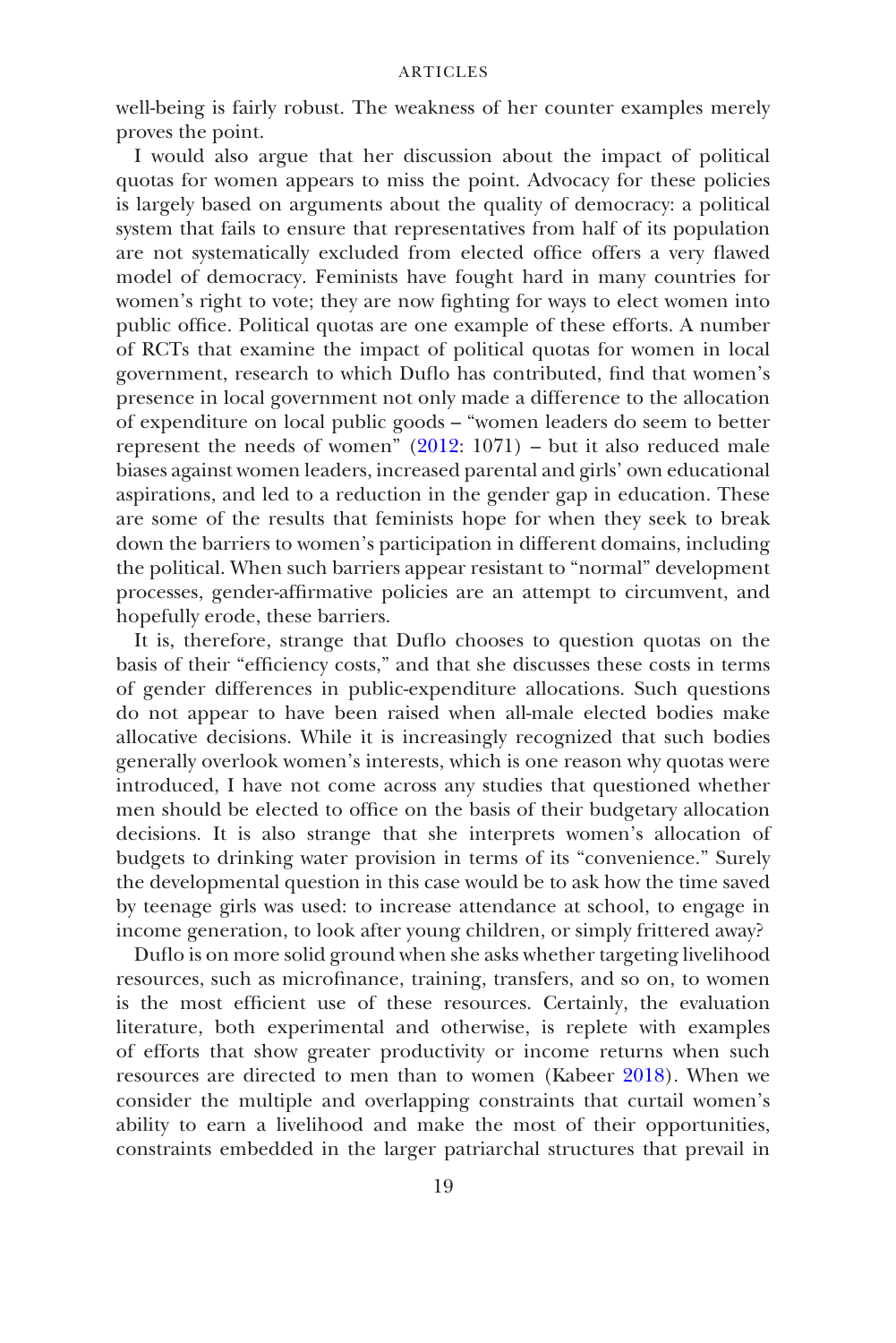well-being is fairly robust. The weakness of her counter examples merely proves the point.

I would also argue that her discussion about the impact of political quotas for women appears to miss the point. Advocacy for these policies is largely based on arguments about the quality of democracy: a political system that fails to ensure that representatives from half of its population are not systematically excluded from elected office offers a very flawed model of democracy. Feminists have fought hard in many countries for women's right to vote; they are now fighting for ways to elect women into public office. Political quotas are one example of these efforts. A number of RCTs that examine the impact of political quotas for women in local government, research to which Duflo has contributed, find that women's presence in local government not only made a difference to the allocation of expenditure on local public goods – "women leaders do seem to better represent the needs of women" (2012: 1071) – but it also reduced male biases against women leaders, increased parental and girls' own educational aspirations, and led to a reduction in the gender gap in education. These are some of the results that feminists hope for when they seek to break down the barriers to women's participation in different domains, including the political. When such barriers appear resistant to "normal" development processes, gender-affirmative policies are an attempt to circumvent, and hopefully erode, these barriers.

It is, therefore, strange that Duflo chooses to question quotas on the basis of their "efficiency costs," and that she discusses these costs in terms of gender differences in public-expenditure allocations. Such questions do not appear to have been raised when all-male elected bodies make allocative decisions. While it is increasingly recognized that such bodies generally overlook women's interests, which is one reason why quotas were introduced, I have not come across any studies that questioned whether men should be elected to office on the basis of their budgetary allocation decisions. It is also strange that she interprets women's allocation of budgets to drinking water provision in terms of its "convenience." Surely the developmental question in this case would be to ask how the time saved by teenage girls was used: to increase attendance at school, to engage in income generation, to look after young children, or simply frittered away?

Duflo is on more solid ground when she asks whether targeting livelihood resources, such as microfinance, training, transfers, and so on, to women is the most efficient use of these resources. Certainly, the evaluation literature, both experimental and otherwise, is replete with examples of efforts that show greater productivity or income returns when such resources are directed to men than to women (Kabeer 2018). When we consider the multiple and overlapping constraints that curtail women's ability to earn a livelihood and make the most of their opportunities, constraints embedded in the larger patriarchal structures that prevail in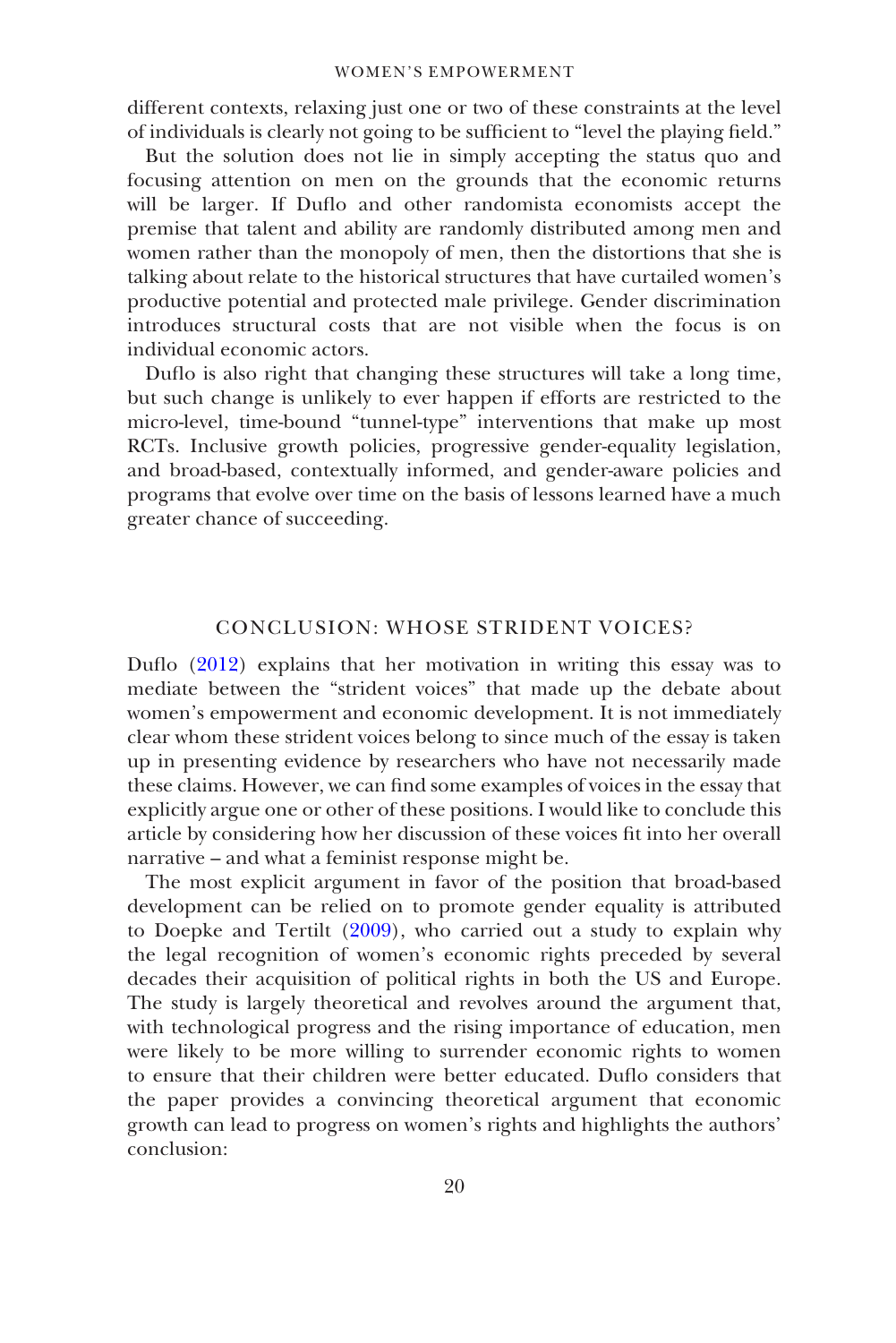different contexts, relaxing just one or two of these constraints at the level of individuals is clearly not going to be sufficient to "level the playing field."

But the solution does not lie in simply accepting the status quo and focusing attention on men on the grounds that the economic returns will be larger. If Duflo and other randomista economists accept the premise that talent and ability are randomly distributed among men and women rather than the monopoly of men, then the distortions that she is talking about relate to the historical structures that have curtailed women's productive potential and protected male privilege. Gender discrimination introduces structural costs that are not visible when the focus is on individual economic actors.

Duflo is also right that changing these structures will take a long time, but such change is unlikely to ever happen if efforts are restricted to the micro-level, time-bound "tunnel-type" interventions that make up most RCTs. Inclusive growth policies, progressive gender-equality legislation, and broad-based, contextually informed, and gender-aware policies and programs that evolve over time on the basis of lessons learned have a much greater chance of succeeding.

## CONCLUSION: WHOSE STRIDENT VOICES?

Duflo (2012) explains that her motivation in writing this essay was to mediate between the "strident voices" that made up the debate about women's empowerment and economic development. It is not immediately clear whom these strident voices belong to since much of the essay is taken up in presenting evidence by researchers who have not necessarily made these claims. However, we can find some examples of voices in the essay that explicitly argue one or other of these positions. I would like to conclude this article by considering how her discussion of these voices fit into her overall narrative – and what a feminist response might be.

The most explicit argument in favor of the position that broad-based development can be relied on to promote gender equality is attributed to Doepke and Tertilt (2009), who carried out a study to explain why the legal recognition of women's economic rights preceded by several decades their acquisition of political rights in both the US and Europe. The study is largely theoretical and revolves around the argument that, with technological progress and the rising importance of education, men were likely to be more willing to surrender economic rights to women to ensure that their children were better educated. Duflo considers that the paper provides a convincing theoretical argument that economic growth can lead to progress on women's rights and highlights the authors' conclusion: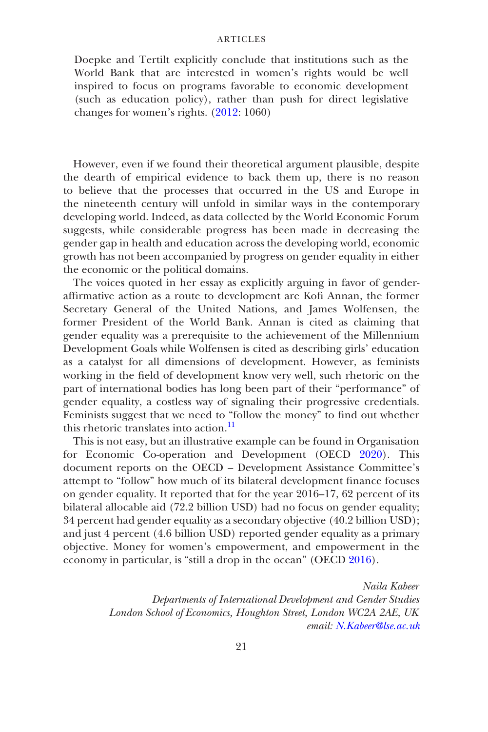> Doepke and Tertilt explicitly conclude that institutions such as the World Bank that are interested in women's rights would be well inspired to focus on programs favorable to economic development (such as education policy), rather than push for direct legislative changes for women's rights. (2012: 1060)

However, even if we found their theoretical argument plausible, despite the dearth of empirical evidence to back them up, there is no reason to believe that the processes that occurred in the US and Europe in the nineteenth century will unfold in similar ways in the contemporary developing world. Indeed, as data collected by the World Economic Forum suggests, while considerable progress has been made in decreasing the gender gap in health and education across the developing world, economic growth has not been accompanied by progress on gender equality in either the economic or the political domains.

The voices quoted in her essay as explicitly arguing in favor of gender-affirmative action as a route to development are Kofi Annan, the former Secretary General of the United Nations, and James Wolfensen, the former President of the World Bank. Annan is cited as claiming that gender equality was a prerequisite to the achievement of the Millennium Development Goals while Wolfensen is cited as describing girls' education as a catalyst for all dimensions of development. However, as feminists working in the field of development know very well, such rhetoric on the part of international bodies has long been part of their "performance" of gender equality, a costless way of signaling their progressive credentials. Feminists suggest that we need to "follow the money" to find out whether this rhetoric translates into action.[11]

This is not easy, but an illustrative example can be found in Organisation for Economic Co-operation and Development (OECD 2020). This document reports on the OECD – Development Assistance Committee's attempt to "follow" how much of its bilateral development finance focuses on gender equality. It reported that for the year 2016–17, 62 percent of its bilateral allocable aid (72.2 billion USD) had no focus on gender equality; 34 percent had gender equality as a secondary objective (40.2 billion USD); and just 4 percent (4.6 billion USD) reported gender equality as a primary objective. Money for women's empowerment, and empowerment in the economy in particular, is "still a drop in the ocean" (OECD 2016).

*Naila Kabeer*
*Departments of International Development and Gender Studies*
*London School of Economics, Houghton Street, London WC2A 2AE, UK*
*email: N.Kabeer@lse.ac.uk*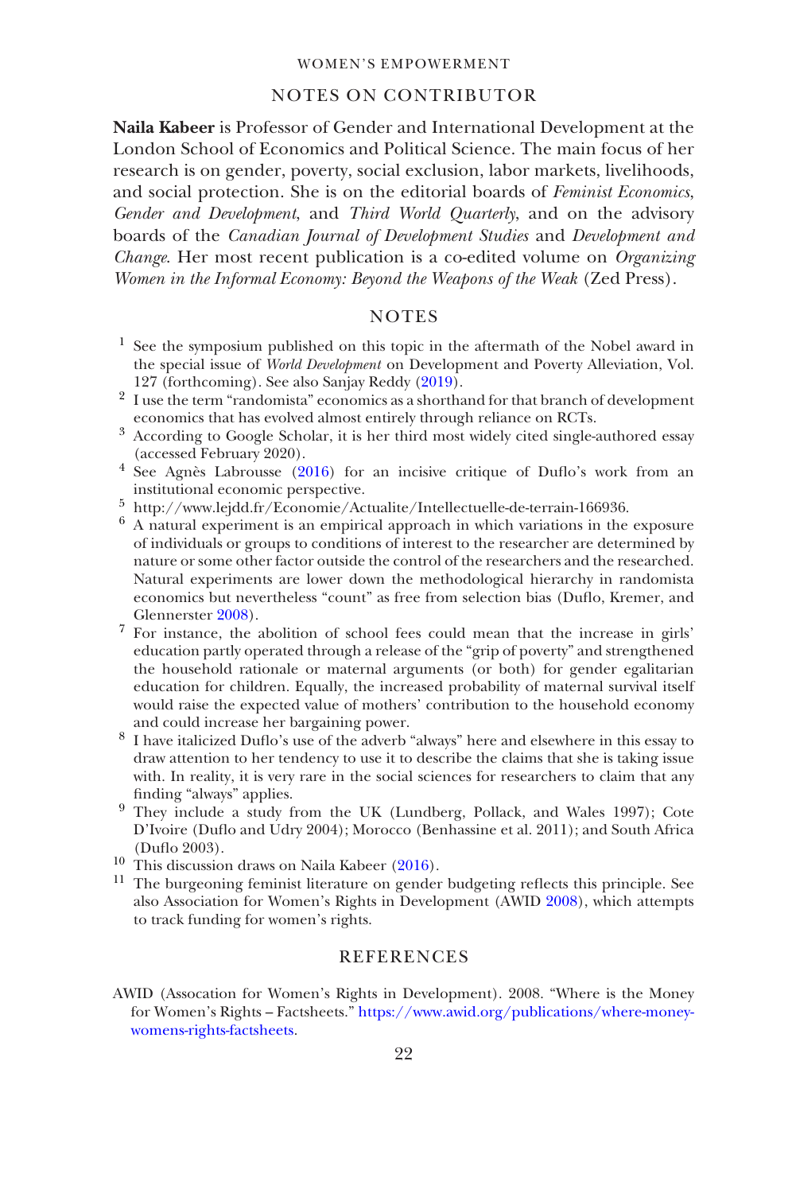## NOTES ON CONTRIBUTOR

**Naila Kabeer** is Professor of Gender and International Development at the London School of Economics and Political Science. The main focus of her research is on gender, poverty, social exclusion, labor markets, livelihoods, and social protection. She is on the editorial boards of *Feminist Economics*, *Gender and Development*, and *Third World Quarterly*, and on the advisory boards of the *Canadian Journal of Development Studies* and *Development and Change*. Her most recent publication is a co-edited volume on *Organizing Women in the Informal Economy: Beyond the Weapons of the Weak* (Zed Press).

## NOTES

[1] See the symposium published on this topic in the aftermath of the Nobel award in the special issue of *World Development* on Development and Poverty Alleviation, Vol. 127 (forthcoming). See also Sanjay Reddy (2019).

[2] I use the term "randomista" economics as a shorthand for that branch of development economics that has evolved almost entirely through reliance on RCTs.

[3] According to Google Scholar, it is her third most widely cited single-authored essay (accessed February 2020).

[4] See Agnès Labrousse (2016) for an incisive critique of Duflo's work from an institutional economic perspective.

[5] http://www.lejdd.fr/Economie/Actualite/Intellectuelle-de-terrain-166936.

[6] A natural experiment is an empirical approach in which variations in the exposure of individuals or groups to conditions of interest to the researcher are determined by nature or some other factor outside the control of the researchers and the researched. Natural experiments are lower down the methodological hierarchy in randomista economics but nevertheless "count" as free from selection bias (Duflo, Kremer, and Glennerster 2008).

[7] For instance, the abolition of school fees could mean that the increase in girls' education partly operated through a release of the "grip of poverty" and strengthened the household rationale or maternal arguments (or both) for gender egalitarian education for children. Equally, the increased probability of maternal survival itself would raise the expected value of mothers' contribution to the household economy and could increase her bargaining power.

[8] I have italicized Duflo's use of the adverb "always" here and elsewhere in this essay to draw attention to her tendency to use it to describe the claims that she is taking issue with. In reality, it is very rare in the social sciences for researchers to claim that any finding "always" applies.

[9] They include a study from the UK (Lundberg, Pollack, and Wales 1997); Cote D'Ivoire (Duflo and Udry 2004); Morocco (Benhassine et al. 2011); and South Africa (Duflo 2003).

[10] This discussion draws on Naila Kabeer (2016).

[11] The burgeoning feminist literature on gender budgeting reflects this principle. See also Association for Women's Rights in Development (AWID 2008), which attempts to track funding for women's rights.

## REFERENCES

AWID (Assocation for Women's Rights in Development). 2008. "Where is the Money for Women's Rights – Factsheets." https://www.awid.org/publications/where-money-womens-rights-factsheets.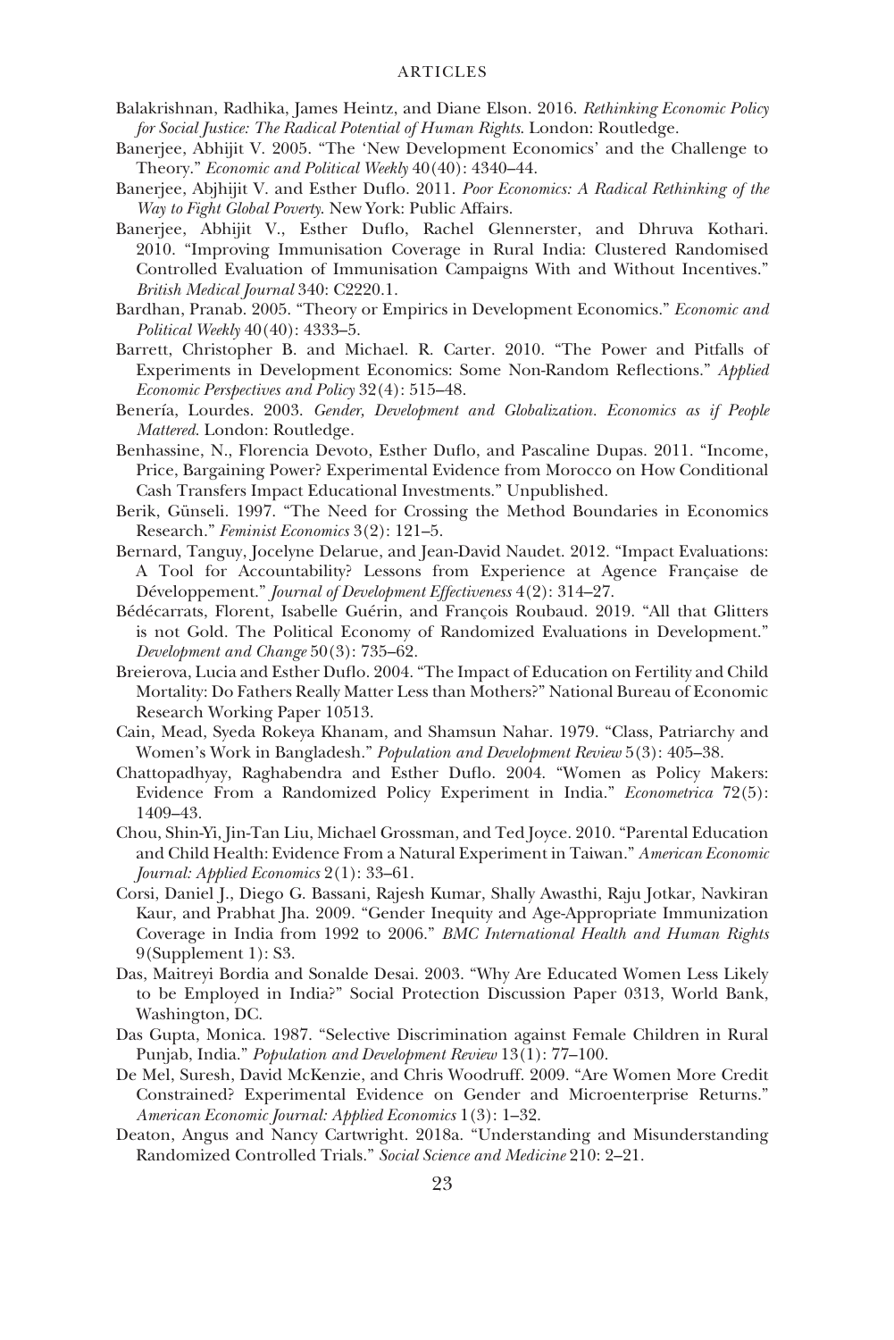Balakrishnan, Radhika, James Heintz, and Diane Elson. 2016. *Rethinking Economic Policy for Social Justice: The Radical Potential of Human Rights*. London: Routledge.

Banerjee, Abhijit V. 2005. "The 'New Development Economics' and the Challenge to Theory." *Economic and Political Weekly* 40(40): 4340–44.

Banerjee, Abjhijit V. and Esther Duflo. 2011. *Poor Economics: A Radical Rethinking of the Way to Fight Global Poverty*. New York: Public Affairs.

Banerjee, Abhijit V., Esther Duflo, Rachel Glennerster, and Dhruva Kothari. 2010. "Improving Immunisation Coverage in Rural India: Clustered Randomised Controlled Evaluation of Immunisation Campaigns With and Without Incentives." *British Medical Journal* 340: C2220.1.

Bardhan, Pranab. 2005. "Theory or Empirics in Development Economics." *Economic and Political Weekly* 40(40): 4333–5.

Barrett, Christopher B. and Michael. R. Carter. 2010. "The Power and Pitfalls of Experiments in Development Economics: Some Non-Random Reflections." *Applied Economic Perspectives and Policy* 32(4): 515–48.

Benería, Lourdes. 2003. *Gender, Development and Globalization. Economics as if People Mattered*. London: Routledge.

Benhassine, N., Florencia Devoto, Esther Duflo, and Pascaline Dupas. 2011. "Income, Price, Bargaining Power? Experimental Evidence from Morocco on How Conditional Cash Transfers Impact Educational Investments." Unpublished.

Berik, Günseli. 1997. "The Need for Crossing the Method Boundaries in Economics Research." *Feminist Economics* 3(2): 121–5.

Bernard, Tanguy, Jocelyne Delarue, and Jean-David Naudet. 2012. "Impact Evaluations: A Tool for Accountability? Lessons from Experience at Agence Française de Développement." *Journal of Development Effectiveness* 4(2): 314–27.

Bédécarrats, Florent, Isabelle Guérin, and François Roubaud. 2019. "All that Glitters is not Gold. The Political Economy of Randomized Evaluations in Development." *Development and Change* 50(3): 735–62.

Breierova, Lucia and Esther Duflo. 2004. "The Impact of Education on Fertility and Child Mortality: Do Fathers Really Matter Less than Mothers?" National Bureau of Economic Research Working Paper 10513.

Cain, Mead, Syeda Rokeya Khanam, and Shamsun Nahar. 1979. "Class, Patriarchy and Women's Work in Bangladesh." *Population and Development Review* 5(3): 405–38.

Chattopadhyay, Raghabendra and Esther Duflo. 2004. "Women as Policy Makers: Evidence From a Randomized Policy Experiment in India." *Econometrica* 72(5): 1409–43.

Chou, Shin-Yi, Jin-Tan Liu, Michael Grossman, and Ted Joyce. 2010. "Parental Education and Child Health: Evidence From a Natural Experiment in Taiwan." *American Economic Journal: Applied Economics* 2(1): 33–61.

Corsi, Daniel J., Diego G. Bassani, Rajesh Kumar, Shally Awasthi, Raju Jotkar, Navkiran Kaur, and Prabhat Jha. 2009. "Gender Inequity and Age-Appropriate Immunization Coverage in India from 1992 to 2006." *BMC International Health and Human Rights* 9(Supplement 1): S3.

Das, Maitreyi Bordia and Sonalde Desai. 2003. "Why Are Educated Women Less Likely to be Employed in India?" Social Protection Discussion Paper 0313, World Bank, Washington, DC.

Das Gupta, Monica. 1987. "Selective Discrimination against Female Children in Rural Punjab, India." *Population and Development Review* 13(1): 77–100.

De Mel, Suresh, David McKenzie, and Chris Woodruff. 2009. "Are Women More Credit Constrained? Experimental Evidence on Gender and Microenterprise Returns." *American Economic Journal: Applied Economics* 1(3): 1–32.

Deaton, Angus and Nancy Cartwright. 2018a. "Understanding and Misunderstanding Randomized Controlled Trials." *Social Science and Medicine* 210: 2–21.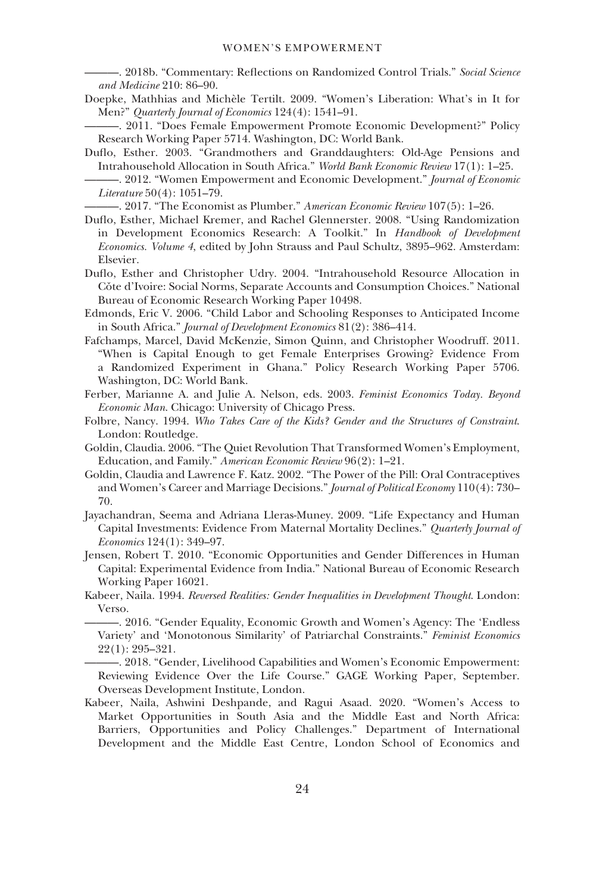———. 2018b. "Commentary: Reflections on Randomized Control Trials." *Social Science and Medicine* 210: 86–90.

Doepke, Mathhias and Michèle Tertilt. 2009. "Women's Liberation: What's in It for Men?" *Quarterly Journal of Economics* 124(4): 1541–91.

———. 2011. "Does Female Empowerment Promote Economic Development?" Policy Research Working Paper 5714. Washington, DC: World Bank.

Duflo, Esther. 2003. "Grandmothers and Granddaughters: Old-Age Pensions and Intrahousehold Allocation in South Africa." *World Bank Economic Review* 17(1): 1–25.

———. 2012. "Women Empowerment and Economic Development." *Journal of Economic Literature* 50(4): 1051–79.

———. 2017. "The Economist as Plumber." *American Economic Review* 107(5): 1–26.

Duflo, Esther, Michael Kremer, and Rachel Glennerster. 2008. "Using Randomization in Development Economics Research: A Toolkit." In *Handbook of Development Economics. Volume 4*, edited by John Strauss and Paul Schultz, 3895–962. Amsterdam: Elsevier.

Duflo, Esther and Christopher Udry. 2004. "Intrahousehold Resource Allocation in Cŏte d'Ivoire: Social Norms, Separate Accounts and Consumption Choices." National Bureau of Economic Research Working Paper 10498.

Edmonds, Eric V. 2006. "Child Labor and Schooling Responses to Anticipated Income in South Africa." *Journal of Development Economics* 81(2): 386–414.

Fafchamps, Marcel, David McKenzie, Simon Quinn, and Christopher Woodruff. 2011. "When is Capital Enough to get Female Enterprises Growing? Evidence From a Randomized Experiment in Ghana." Policy Research Working Paper 5706. Washington, DC: World Bank.

Ferber, Marianne A. and Julie A. Nelson, eds. 2003. *Feminist Economics Today. Beyond Economic Man*. Chicago: University of Chicago Press.

Folbre, Nancy. 1994. *Who Takes Care of the Kids? Gender and the Structures of Constraint*. London: Routledge.

Goldin, Claudia. 2006. "The Quiet Revolution That Transformed Women's Employment, Education, and Family." *American Economic Review* 96(2): 1–21.

Goldin, Claudia and Lawrence F. Katz. 2002. "The Power of the Pill: Oral Contraceptives and Women's Career and Marriage Decisions." *Journal of Political Economy* 110(4): 730–70.

Jayachandran, Seema and Adriana Lleras-Muney. 2009. "Life Expectancy and Human Capital Investments: Evidence From Maternal Mortality Declines." *Quarterly Journal of Economics* 124(1): 349–97.

Jensen, Robert T. 2010. "Economic Opportunities and Gender Differences in Human Capital: Experimental Evidence from India." National Bureau of Economic Research Working Paper 16021.

Kabeer, Naila. 1994. *Reversed Realities: Gender Inequalities in Development Thought*. London: Verso.

———. 2016. "Gender Equality, Economic Growth and Women's Agency: The 'Endless Variety' and 'Monotonous Similarity' of Patriarchal Constraints." *Feminist Economics* 22(1): 295–321.

———. 2018. "Gender, Livelihood Capabilities and Women's Economic Empowerment: Reviewing Evidence Over the Life Course." GAGE Working Paper, September. Overseas Development Institute, London.

Kabeer, Naila, Ashwini Deshpande, and Ragui Asaad. 2020. "Women's Access to Market Opportunities in South Asia and the Middle East and North Africa: Barriers, Opportunities and Policy Challenges." Department of International Development and the Middle East Centre, London School of Economics and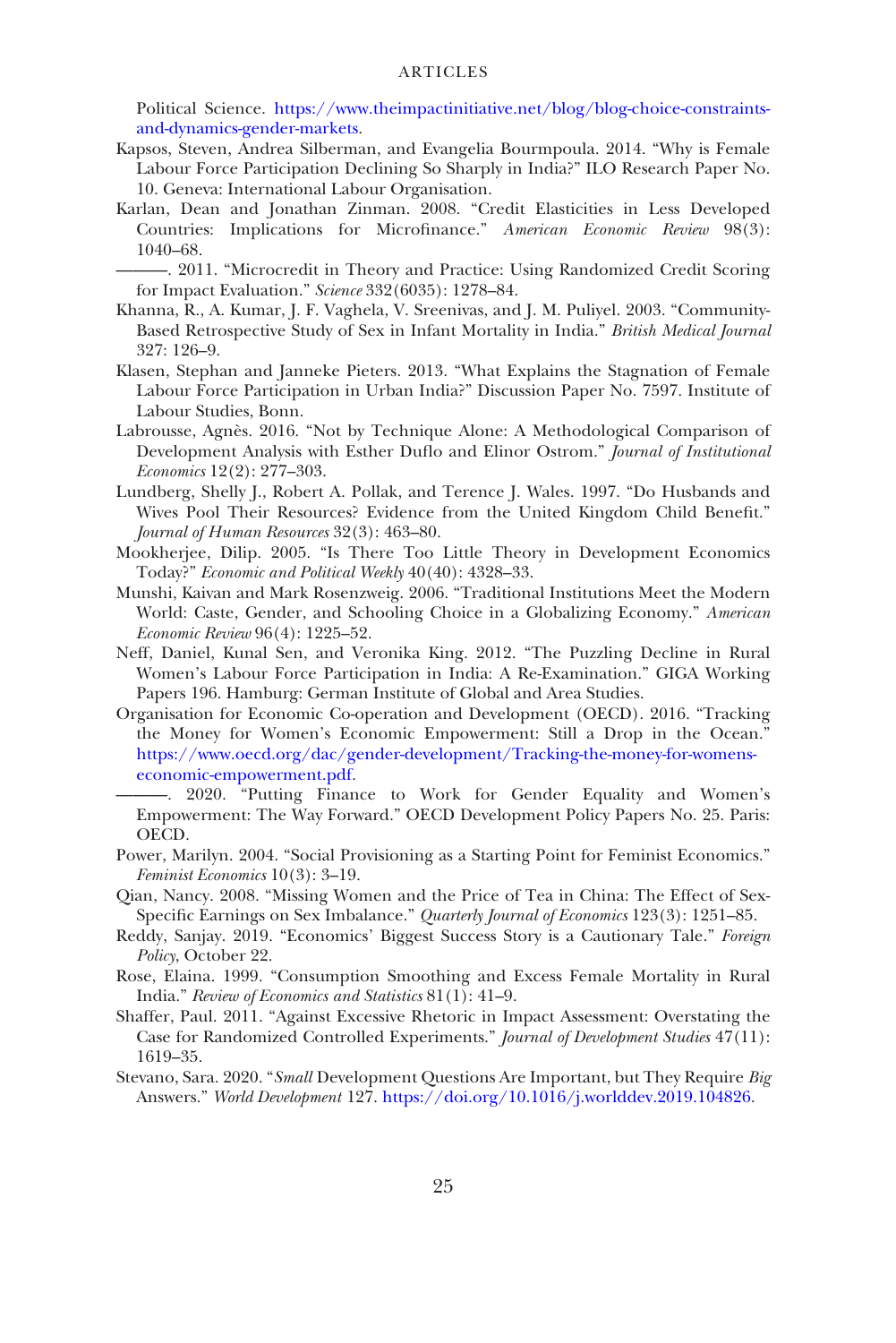Political Science. https://www.theimpactinitiative.net/blog/blog-choice-constraints-and-dynamics-gender-markets.

Kapsos, Steven, Andrea Silberman, and Evangelia Bourmpoula. 2014. "Why is Female Labour Force Participation Declining So Sharply in India?" ILO Research Paper No. 10. Geneva: International Labour Organisation.

Karlan, Dean and Jonathan Zinman. 2008. "Credit Elasticities in Less Developed Countries: Implications for Microfinance." *American Economic Review* 98(3): 1040–68.

———. 2011. "Microcredit in Theory and Practice: Using Randomized Credit Scoring for Impact Evaluation." *Science* 332(6035): 1278–84.

Khanna, R., A. Kumar, J. F. Vaghela, V. Sreenivas, and J. M. Puliyel. 2003. "Community-Based Retrospective Study of Sex in Infant Mortality in India." *British Medical Journal* 327: 126–9.

Klasen, Stephan and Janneke Pieters. 2013. "What Explains the Stagnation of Female Labour Force Participation in Urban India?" Discussion Paper No. 7597. Institute of Labour Studies, Bonn.

Labrousse, Agnès. 2016. "Not by Technique Alone: A Methodological Comparison of Development Analysis with Esther Duflo and Elinor Ostrom." *Journal of Institutional Economics* 12(2): 277–303.

Lundberg, Shelly J., Robert A. Pollak, and Terence J. Wales. 1997. "Do Husbands and Wives Pool Their Resources? Evidence from the United Kingdom Child Benefit." *Journal of Human Resources* 32(3): 463–80.

Mookherjee, Dilip. 2005. "Is There Too Little Theory in Development Economics Today?" *Economic and Political Weekly* 40(40): 4328–33.

Munshi, Kaivan and Mark Rosenzweig. 2006. "Traditional Institutions Meet the Modern World: Caste, Gender, and Schooling Choice in a Globalizing Economy." *American Economic Review* 96(4): 1225–52.

Neff, Daniel, Kunal Sen, and Veronika King. 2012. "The Puzzling Decline in Rural Women's Labour Force Participation in India: A Re-Examination." GIGA Working Papers 196. Hamburg: German Institute of Global and Area Studies.

Organisation for Economic Co-operation and Development (OECD). 2016. "Tracking the Money for Women's Economic Empowerment: Still a Drop in the Ocean." https://www.oecd.org/dac/gender-development/Tracking-the-money-for-womens-economic-empowerment.pdf.

———. 2020. "Putting Finance to Work for Gender Equality and Women's Empowerment: The Way Forward." OECD Development Policy Papers No. 25. Paris: OECD.

Power, Marilyn. 2004. "Social Provisioning as a Starting Point for Feminist Economics." *Feminist Economics* 10(3): 3–19.

Qian, Nancy. 2008. "Missing Women and the Price of Tea in China: The Effect of Sex-Specific Earnings on Sex Imbalance." *Quarterly Journal of Economics* 123(3): 1251–85.

Reddy, Sanjay. 2019. "Economics' Biggest Success Story is a Cautionary Tale." *Foreign Policy*, October 22.

Rose, Elaina. 1999. "Consumption Smoothing and Excess Female Mortality in Rural India." *Review of Economics and Statistics* 81(1): 41–9.

Shaffer, Paul. 2011. "Against Excessive Rhetoric in Impact Assessment: Overstating the Case for Randomized Controlled Experiments." *Journal of Development Studies* 47(11): 1619–35.

Stevano, Sara. 2020. "*Small* Development Questions Are Important, but They Require *Big* Answers." *World Development* 127. https://doi.org/10.1016/j.worlddev.2019.104826.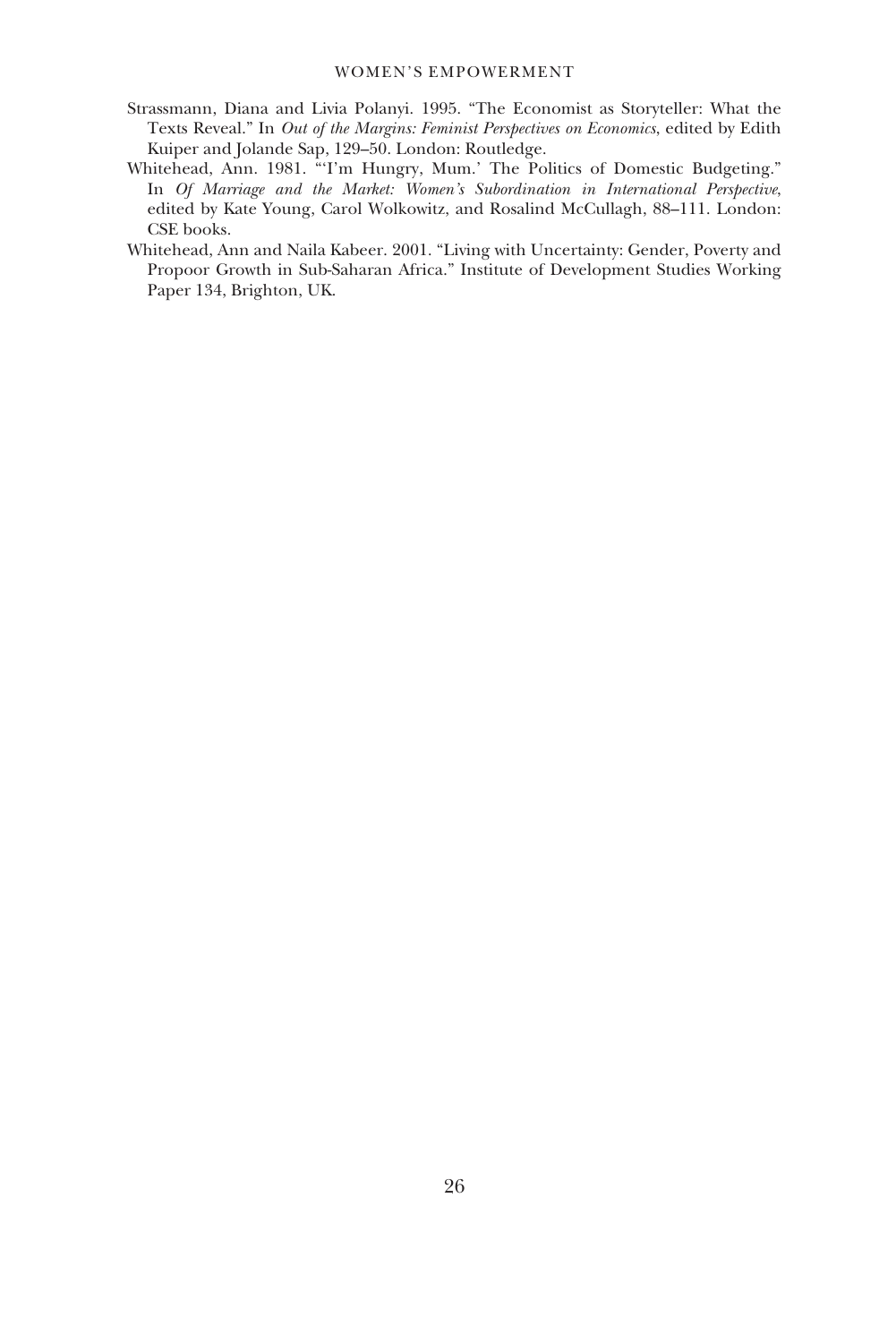Strassmann, Diana and Livia Polanyi. 1995. "The Economist as Storyteller: What the Texts Reveal." In *Out of the Margins: Feminist Perspectives on Economics*, edited by Edith Kuiper and Jolande Sap, 129–50. London: Routledge.

Whitehead, Ann. 1981. "'I'm Hungry, Mum.' The Politics of Domestic Budgeting." In *Of Marriage and the Market: Women's Subordination in International Perspective*, edited by Kate Young, Carol Wolkowitz, and Rosalind McCullagh, 88–111. London: CSE books.

Whitehead, Ann and Naila Kabeer. 2001. "Living with Uncertainty: Gender, Poverty and Propoor Growth in Sub-Saharan Africa." Institute of Development Studies Working Paper 134, Brighton, UK.